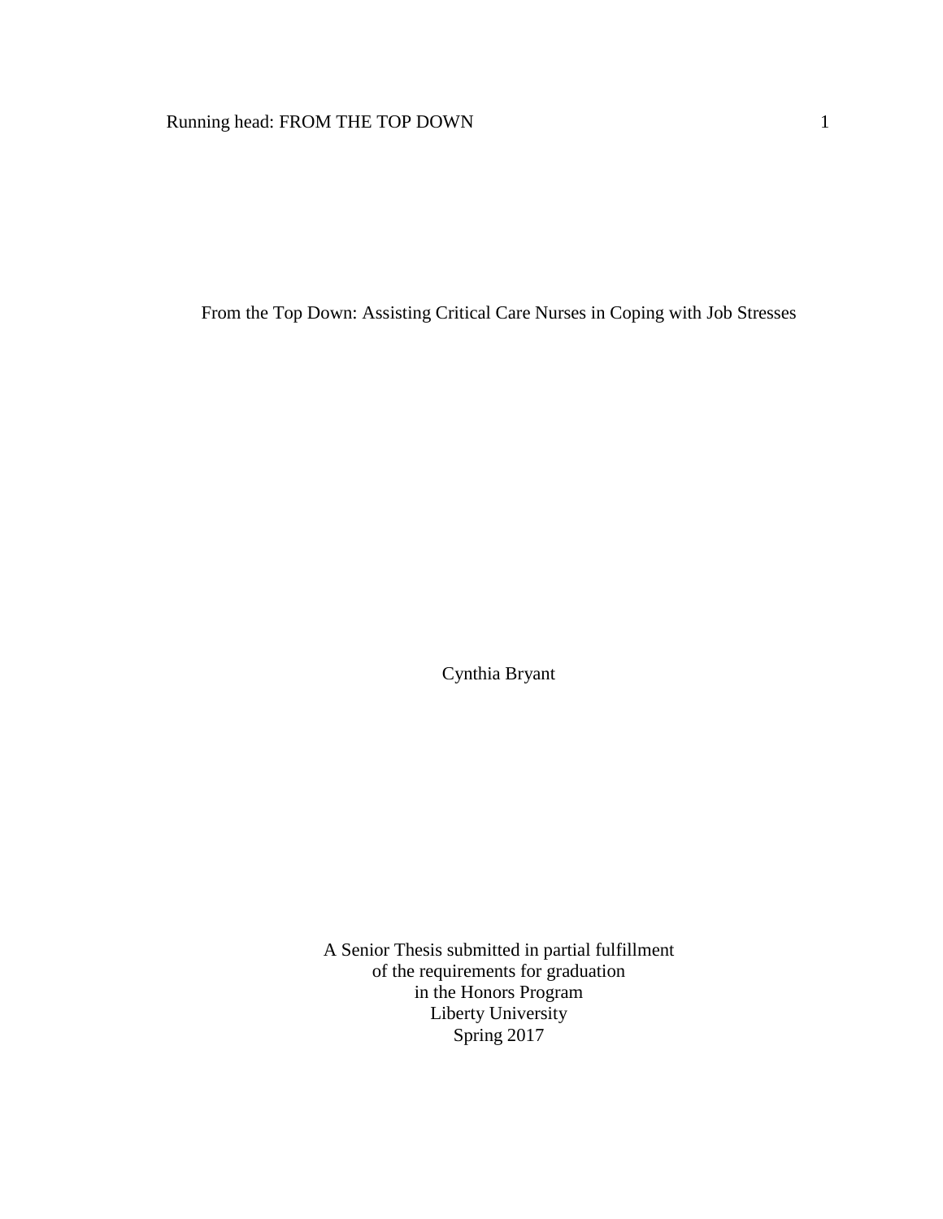# From the Top Down: Assisting Critical Care Nurses in Coping with Job Stresses

Cynthia Bryant

A Senior Thesis submitted in partial fulfillment
of the requirements for graduation
in the Honors Program
Liberty University
Spring 2017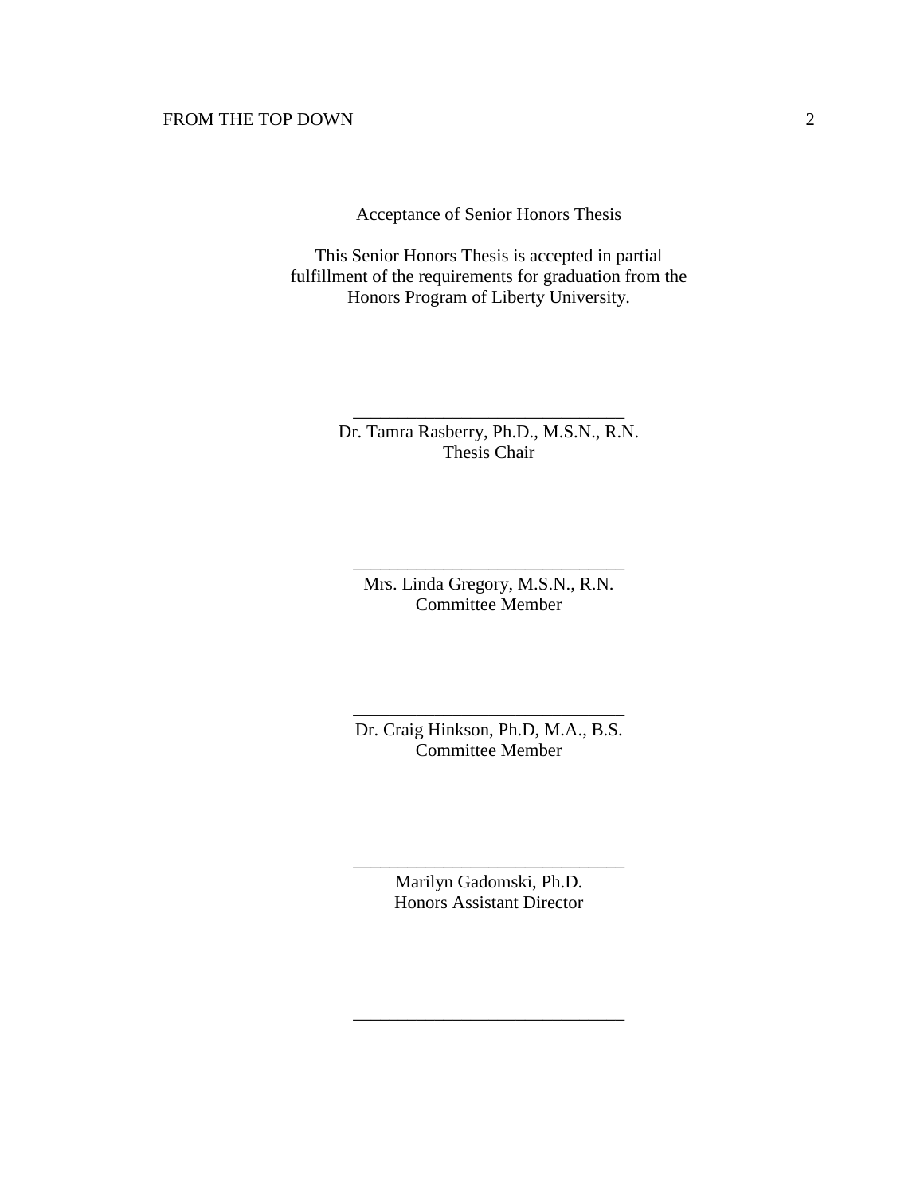Acceptance of Senior Honors Thesis

This Senior Honors Thesis is accepted in partial fulfillment of the requirements for graduation from the Honors Program of Liberty University.

______________________________
Dr. Tamra Rasberry, Ph.D., M.S.N., R.N.
Thesis Chair

______________________________
Mrs. Linda Gregory, M.S.N., R.N.
Committee Member

______________________________
Dr. Craig Hinkson, Ph.D, M.A., B.S.
Committee Member

______________________________
Marilyn Gadomski, Ph.D.
Honors Assistant Director

______________________________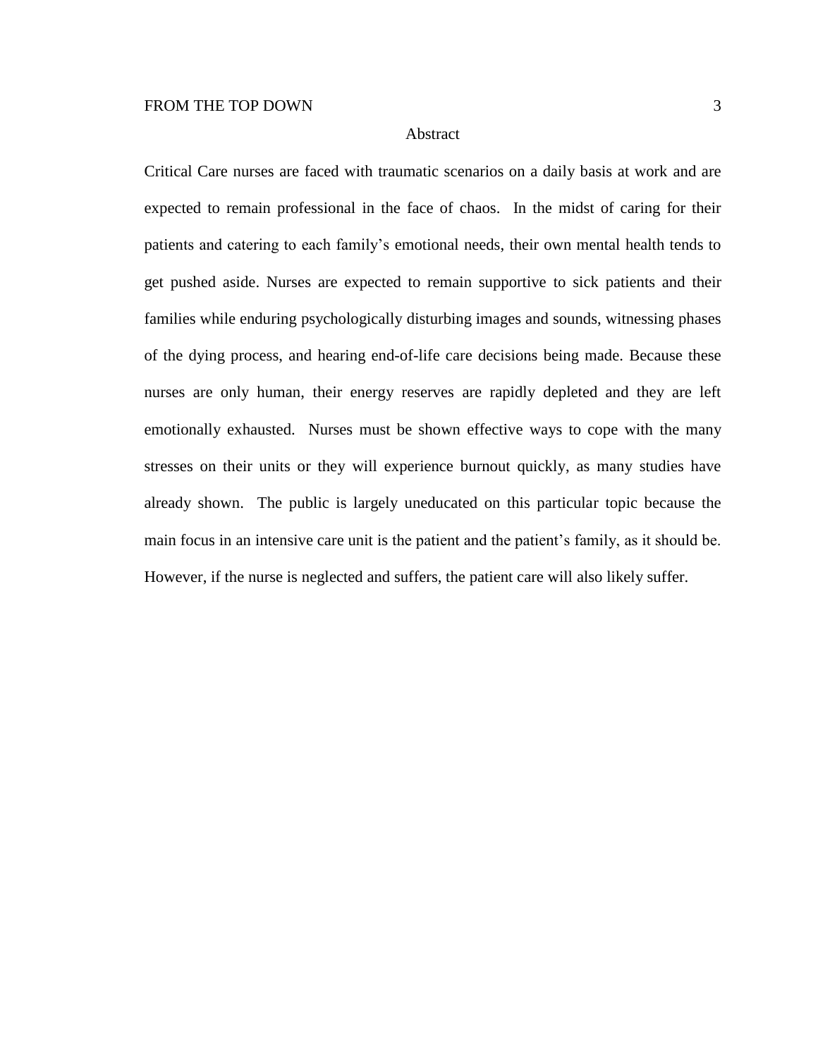## Abstract

Critical Care nurses are faced with traumatic scenarios on a daily basis at work and are expected to remain professional in the face of chaos. In the midst of caring for their patients and catering to each family's emotional needs, their own mental health tends to get pushed aside. Nurses are expected to remain supportive to sick patients and their families while enduring psychologically disturbing images and sounds, witnessing phases of the dying process, and hearing end-of-life care decisions being made. Because these nurses are only human, their energy reserves are rapidly depleted and they are left emotionally exhausted. Nurses must be shown effective ways to cope with the many stresses on their units or they will experience burnout quickly, as many studies have already shown. The public is largely uneducated on this particular topic because the main focus in an intensive care unit is the patient and the patient's family, as it should be. However, if the nurse is neglected and suffers, the patient care will also likely suffer.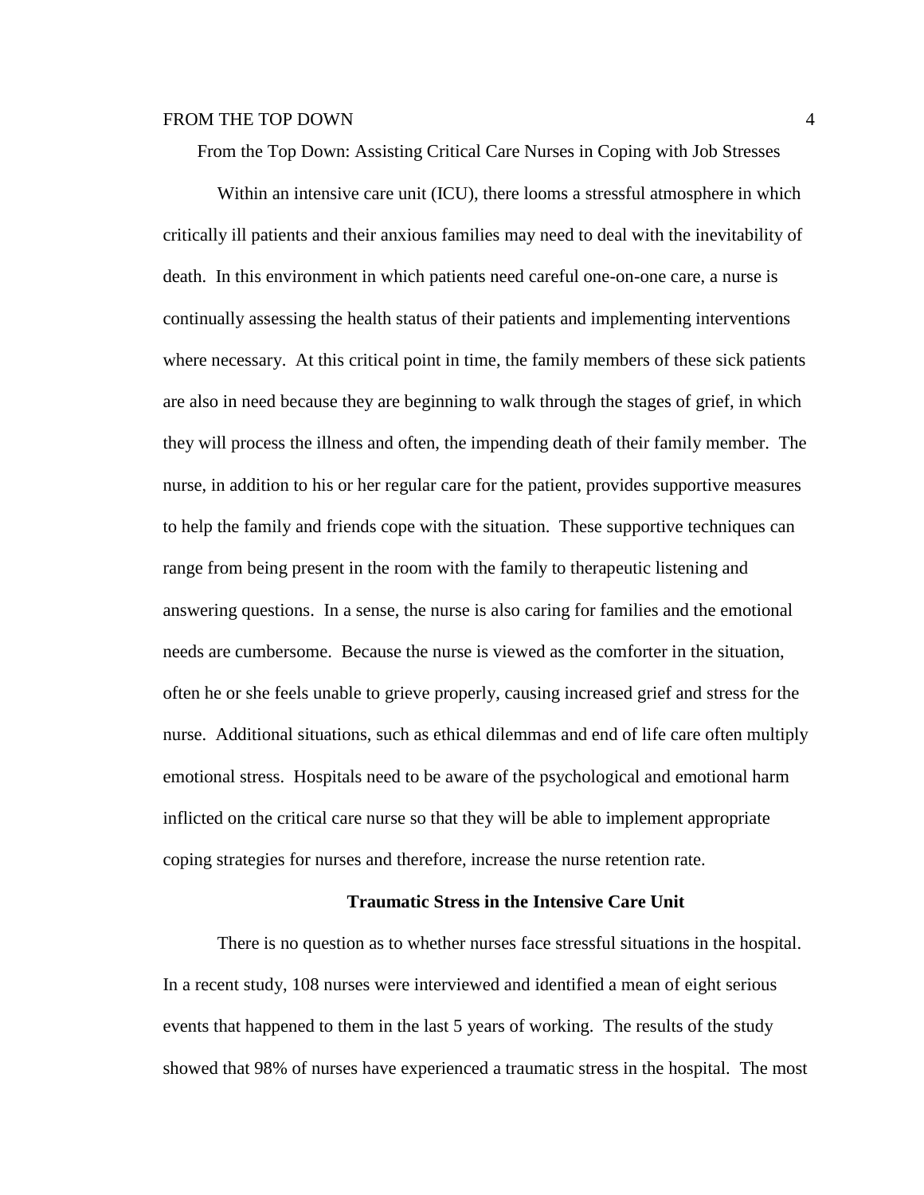# From the Top Down: Assisting Critical Care Nurses in Coping with Job Stresses

Within an intensive care unit (ICU), there looms a stressful atmosphere in which critically ill patients and their anxious families may need to deal with the inevitability of death. In this environment in which patients need careful one-on-one care, a nurse is continually assessing the health status of their patients and implementing interventions where necessary. At this critical point in time, the family members of these sick patients are also in need because they are beginning to walk through the stages of grief, in which they will process the illness and often, the impending death of their family member. The nurse, in addition to his or her regular care for the patient, provides supportive measures to help the family and friends cope with the situation. These supportive techniques can range from being present in the room with the family to therapeutic listening and answering questions. In a sense, the nurse is also caring for families and the emotional needs are cumbersome. Because the nurse is viewed as the comforter in the situation, often he or she feels unable to grieve properly, causing increased grief and stress for the nurse. Additional situations, such as ethical dilemmas and end of life care often multiply emotional stress. Hospitals need to be aware of the psychological and emotional harm inflicted on the critical care nurse so that they will be able to implement appropriate coping strategies for nurses and therefore, increase the nurse retention rate.

## Traumatic Stress in the Intensive Care Unit

There is no question as to whether nurses face stressful situations in the hospital. In a recent study, 108 nurses were interviewed and identified a mean of eight serious events that happened to them in the last 5 years of working. The results of the study showed that 98% of nurses have experienced a traumatic stress in the hospital. The most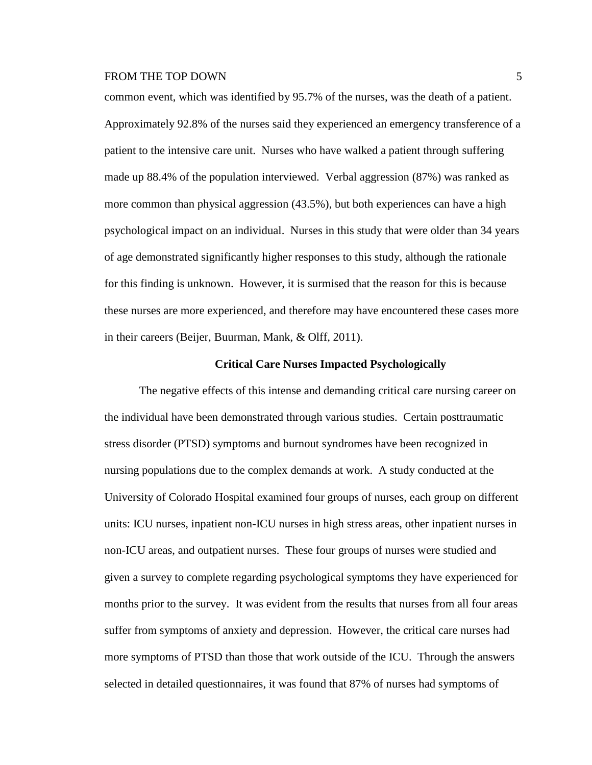common event, which was identified by 95.7% of the nurses, was the death of a patient. Approximately 92.8% of the nurses said they experienced an emergency transference of a patient to the intensive care unit. Nurses who have walked a patient through suffering made up 88.4% of the population interviewed. Verbal aggression (87%) was ranked as more common than physical aggression (43.5%), but both experiences can have a high psychological impact on an individual. Nurses in this study that were older than 34 years of age demonstrated significantly higher responses to this study, although the rationale for this finding is unknown. However, it is surmised that the reason for this is because these nurses are more experienced, and therefore may have encountered these cases more in their careers (Beijer, Buurman, Mank, & Olff, 2011).

## Critical Care Nurses Impacted Psychologically

The negative effects of this intense and demanding critical care nursing career on the individual have been demonstrated through various studies. Certain posttraumatic stress disorder (PTSD) symptoms and burnout syndromes have been recognized in nursing populations due to the complex demands at work. A study conducted at the University of Colorado Hospital examined four groups of nurses, each group on different units: ICU nurses, inpatient non-ICU nurses in high stress areas, other inpatient nurses in non-ICU areas, and outpatient nurses. These four groups of nurses were studied and given a survey to complete regarding psychological symptoms they have experienced for months prior to the survey. It was evident from the results that nurses from all four areas suffer from symptoms of anxiety and depression. However, the critical care nurses had more symptoms of PTSD than those that work outside of the ICU. Through the answers selected in detailed questionnaires, it was found that 87% of nurses had symptoms of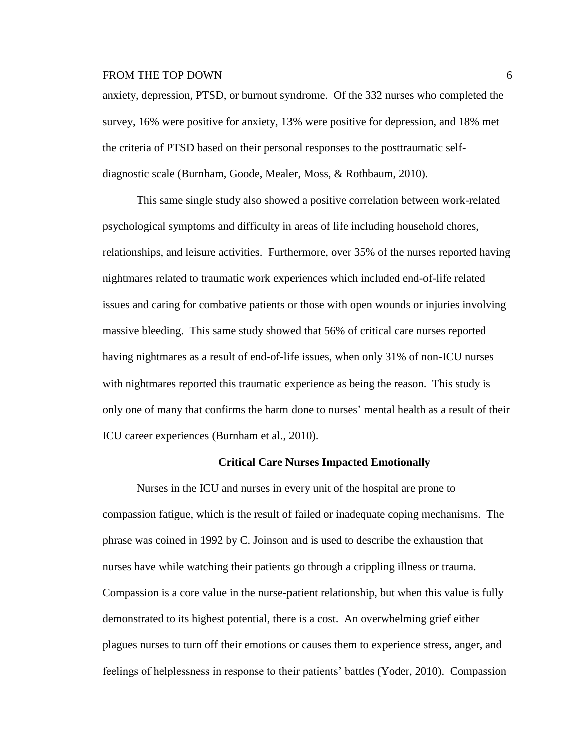anxiety, depression, PTSD, or burnout syndrome. Of the 332 nurses who completed the survey, 16% were positive for anxiety, 13% were positive for depression, and 18% met the criteria of PTSD based on their personal responses to the posttraumatic self-diagnostic scale (Burnham, Goode, Mealer, Moss, & Rothbaum, 2010).

This same single study also showed a positive correlation between work-related psychological symptoms and difficulty in areas of life including household chores, relationships, and leisure activities. Furthermore, over 35% of the nurses reported having nightmares related to traumatic work experiences which included end-of-life related issues and caring for combative patients or those with open wounds or injuries involving massive bleeding. This same study showed that 56% of critical care nurses reported having nightmares as a result of end-of-life issues, when only 31% of non-ICU nurses with nightmares reported this traumatic experience as being the reason. This study is only one of many that confirms the harm done to nurses' mental health as a result of their ICU career experiences (Burnham et al., 2010).

## Critical Care Nurses Impacted Emotionally

Nurses in the ICU and nurses in every unit of the hospital are prone to compassion fatigue, which is the result of failed or inadequate coping mechanisms. The phrase was coined in 1992 by C. Joinson and is used to describe the exhaustion that nurses have while watching their patients go through a crippling illness or trauma. Compassion is a core value in the nurse-patient relationship, but when this value is fully demonstrated to its highest potential, there is a cost. An overwhelming grief either plagues nurses to turn off their emotions or causes them to experience stress, anger, and feelings of helplessness in response to their patients' battles (Yoder, 2010). Compassion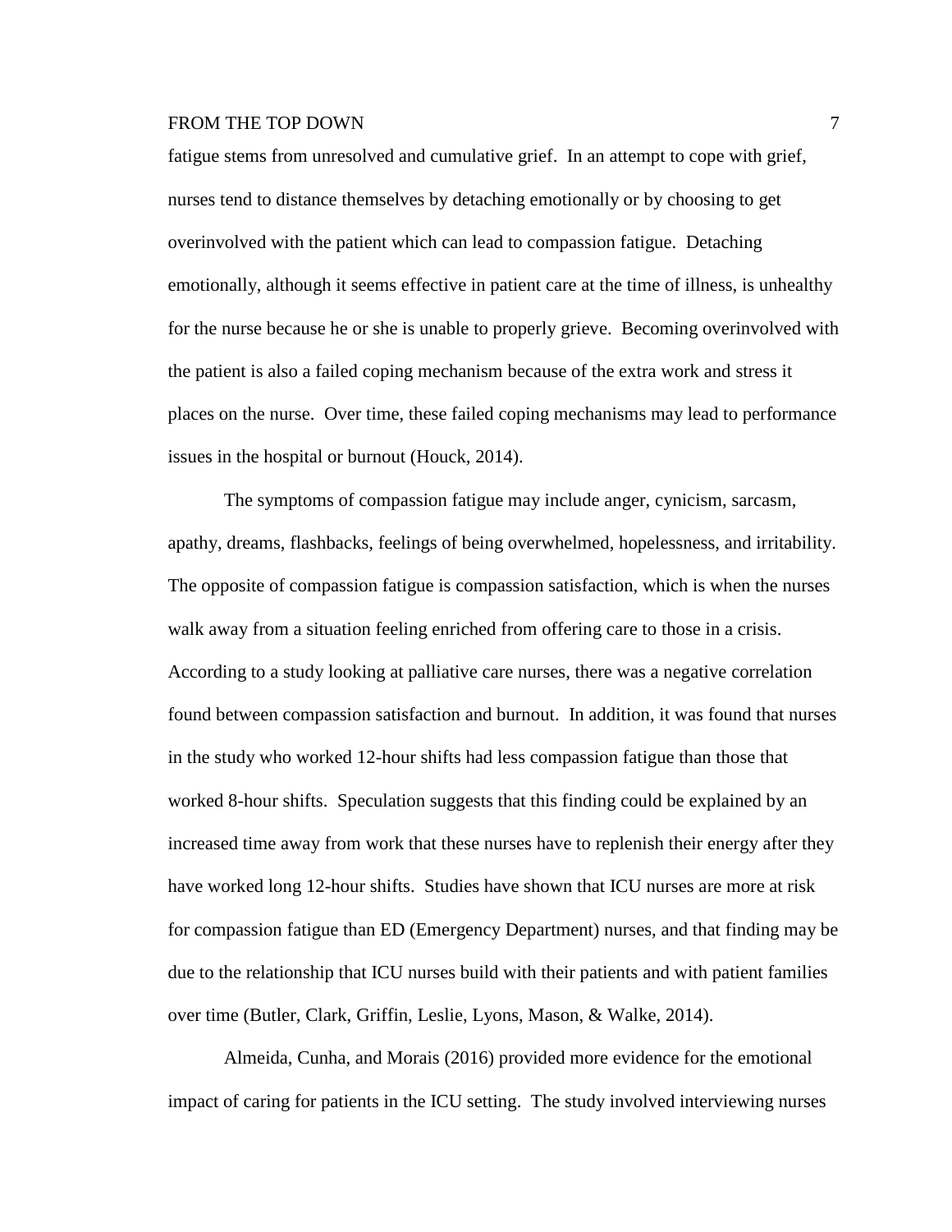fatigue stems from unresolved and cumulative grief. In an attempt to cope with grief, nurses tend to distance themselves by detaching emotionally or by choosing to get overinvolved with the patient which can lead to compassion fatigue. Detaching emotionally, although it seems effective in patient care at the time of illness, is unhealthy for the nurse because he or she is unable to properly grieve. Becoming overinvolved with the patient is also a failed coping mechanism because of the extra work and stress it places on the nurse. Over time, these failed coping mechanisms may lead to performance issues in the hospital or burnout (Houck, 2014).

The symptoms of compassion fatigue may include anger, cynicism, sarcasm, apathy, dreams, flashbacks, feelings of being overwhelmed, hopelessness, and irritability. The opposite of compassion fatigue is compassion satisfaction, which is when the nurses walk away from a situation feeling enriched from offering care to those in a crisis. According to a study looking at palliative care nurses, there was a negative correlation found between compassion satisfaction and burnout. In addition, it was found that nurses in the study who worked 12-hour shifts had less compassion fatigue than those that worked 8-hour shifts. Speculation suggests that this finding could be explained by an increased time away from work that these nurses have to replenish their energy after they have worked long 12-hour shifts. Studies have shown that ICU nurses are more at risk for compassion fatigue than ED (Emergency Department) nurses, and that finding may be due to the relationship that ICU nurses build with their patients and with patient families over time (Butler, Clark, Griffin, Leslie, Lyons, Mason, & Walke, 2014).

Almeida, Cunha, and Morais (2016) provided more evidence for the emotional impact of caring for patients in the ICU setting. The study involved interviewing nurses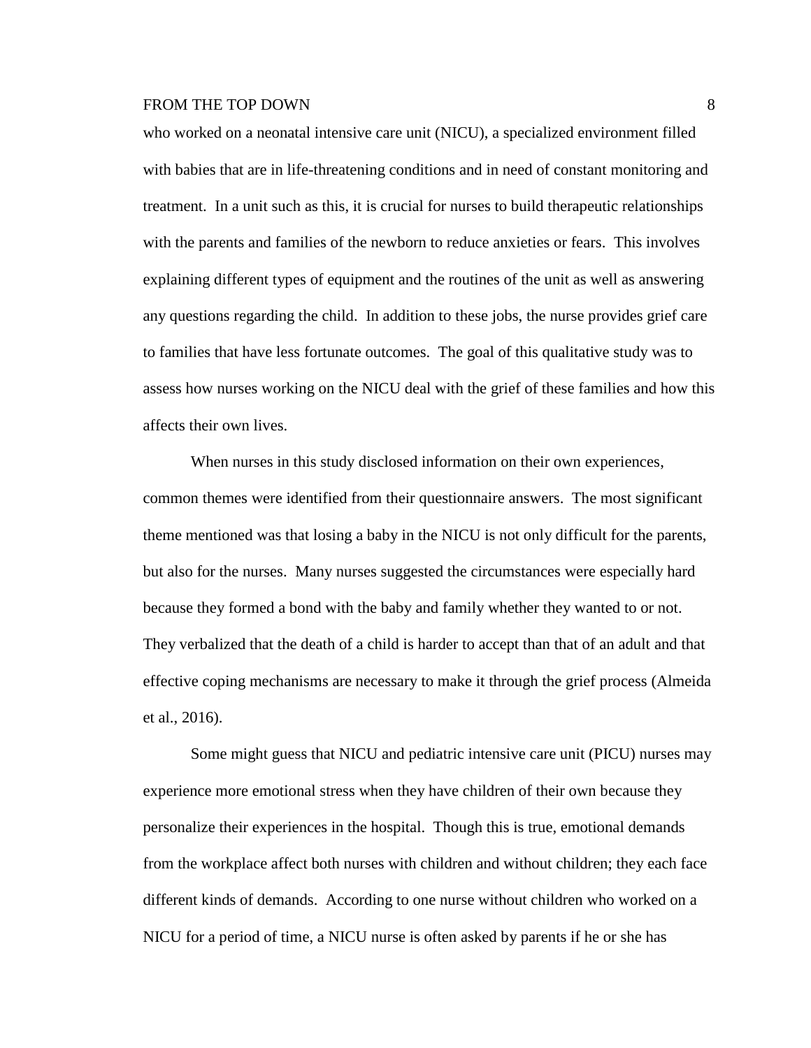who worked on a neonatal intensive care unit (NICU), a specialized environment filled with babies that are in life-threatening conditions and in need of constant monitoring and treatment. In a unit such as this, it is crucial for nurses to build therapeutic relationships with the parents and families of the newborn to reduce anxieties or fears. This involves explaining different types of equipment and the routines of the unit as well as answering any questions regarding the child. In addition to these jobs, the nurse provides grief care to families that have less fortunate outcomes. The goal of this qualitative study was to assess how nurses working on the NICU deal with the grief of these families and how this affects their own lives.

When nurses in this study disclosed information on their own experiences, common themes were identified from their questionnaire answers. The most significant theme mentioned was that losing a baby in the NICU is not only difficult for the parents, but also for the nurses. Many nurses suggested the circumstances were especially hard because they formed a bond with the baby and family whether they wanted to or not. They verbalized that the death of a child is harder to accept than that of an adult and that effective coping mechanisms are necessary to make it through the grief process (Almeida et al., 2016).

Some might guess that NICU and pediatric intensive care unit (PICU) nurses may experience more emotional stress when they have children of their own because they personalize their experiences in the hospital. Though this is true, emotional demands from the workplace affect both nurses with children and without children; they each face different kinds of demands. According to one nurse without children who worked on a NICU for a period of time, a NICU nurse is often asked by parents if he or she has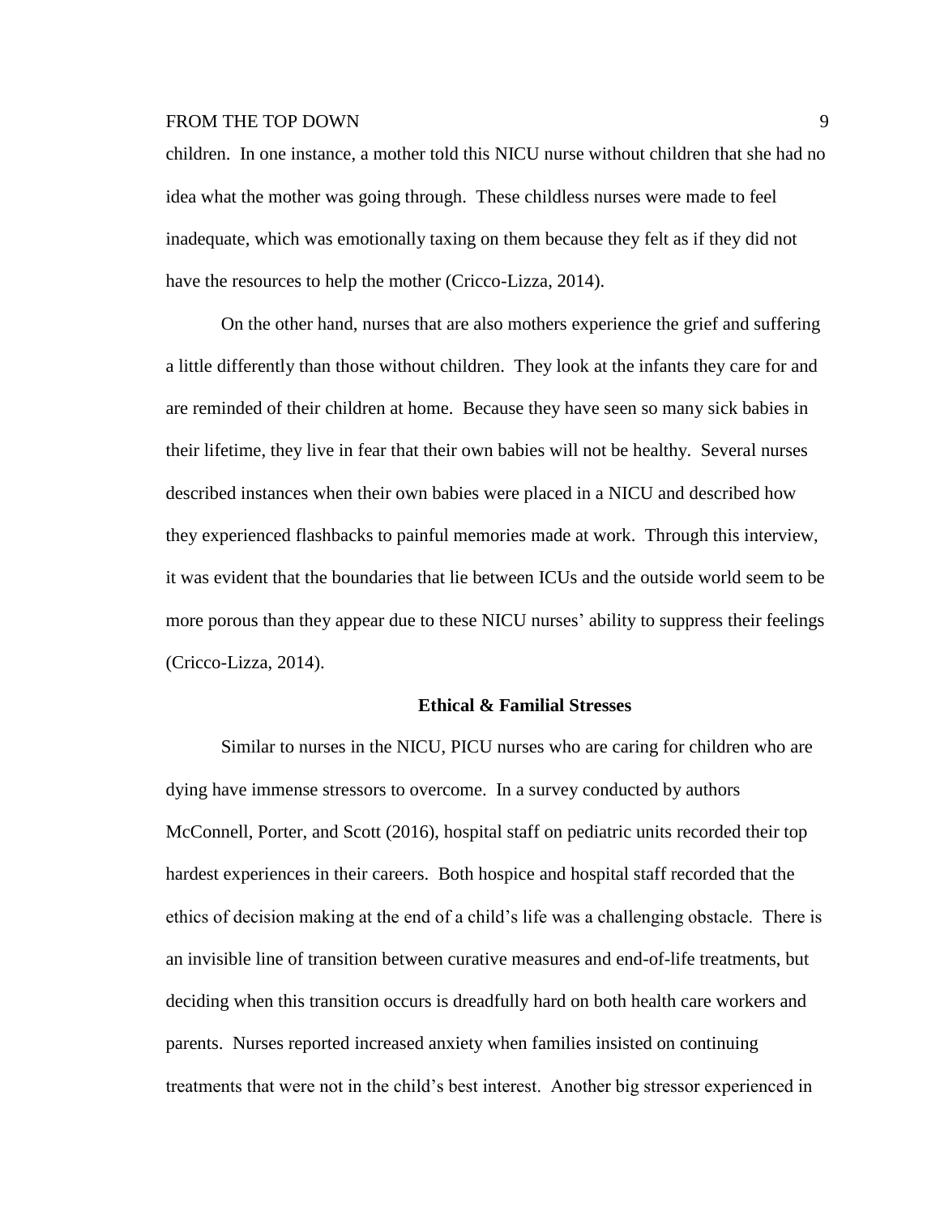children. In one instance, a mother told this NICU nurse without children that she had no idea what the mother was going through. These childless nurses were made to feel inadequate, which was emotionally taxing on them because they felt as if they did not have the resources to help the mother (Cricco-Lizza, 2014).

On the other hand, nurses that are also mothers experience the grief and suffering a little differently than those without children. They look at the infants they care for and are reminded of their children at home. Because they have seen so many sick babies in their lifetime, they live in fear that their own babies will not be healthy. Several nurses described instances when their own babies were placed in a NICU and described how they experienced flashbacks to painful memories made at work. Through this interview, it was evident that the boundaries that lie between ICUs and the outside world seem to be more porous than they appear due to these NICU nurses' ability to suppress their feelings (Cricco-Lizza, 2014).

## Ethical & Familial Stresses

Similar to nurses in the NICU, PICU nurses who are caring for children who are dying have immense stressors to overcome. In a survey conducted by authors McConnell, Porter, and Scott (2016), hospital staff on pediatric units recorded their top hardest experiences in their careers. Both hospice and hospital staff recorded that the ethics of decision making at the end of a child's life was a challenging obstacle. There is an invisible line of transition between curative measures and end-of-life treatments, but deciding when this transition occurs is dreadfully hard on both health care workers and parents. Nurses reported increased anxiety when families insisted on continuing treatments that were not in the child's best interest. Another big stressor experienced in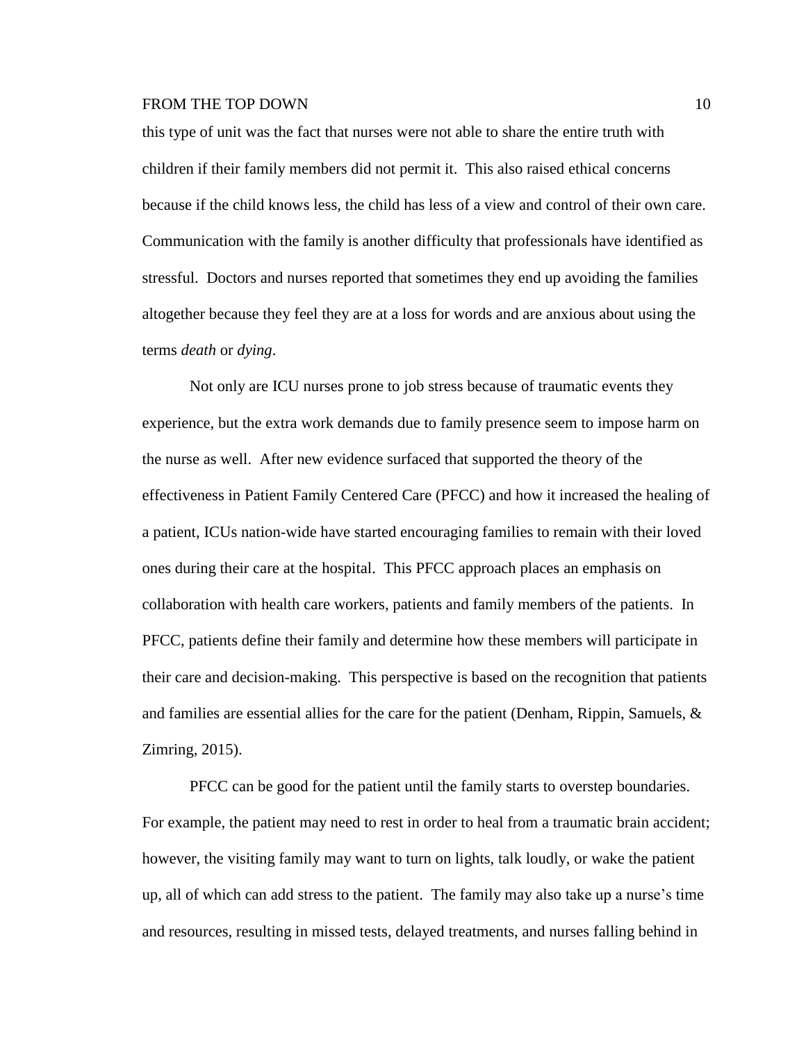this type of unit was the fact that nurses were not able to share the entire truth with children if their family members did not permit it. This also raised ethical concerns because if the child knows less, the child has less of a view and control of their own care. Communication with the family is another difficulty that professionals have identified as stressful. Doctors and nurses reported that sometimes they end up avoiding the families altogether because they feel they are at a loss for words and are anxious about using the terms *death* or *dying*.

Not only are ICU nurses prone to job stress because of traumatic events they experience, but the extra work demands due to family presence seem to impose harm on the nurse as well. After new evidence surfaced that supported the theory of the effectiveness in Patient Family Centered Care (PFCC) and how it increased the healing of a patient, ICUs nation-wide have started encouraging families to remain with their loved ones during their care at the hospital. This PFCC approach places an emphasis on collaboration with health care workers, patients and family members of the patients. In PFCC, patients define their family and determine how these members will participate in their care and decision-making. This perspective is based on the recognition that patients and families are essential allies for the care for the patient (Denham, Rippin, Samuels, & Zimring, 2015).

PFCC can be good for the patient until the family starts to overstep boundaries. For example, the patient may need to rest in order to heal from a traumatic brain accident; however, the visiting family may want to turn on lights, talk loudly, or wake the patient up, all of which can add stress to the patient. The family may also take up a nurse's time and resources, resulting in missed tests, delayed treatments, and nurses falling behind in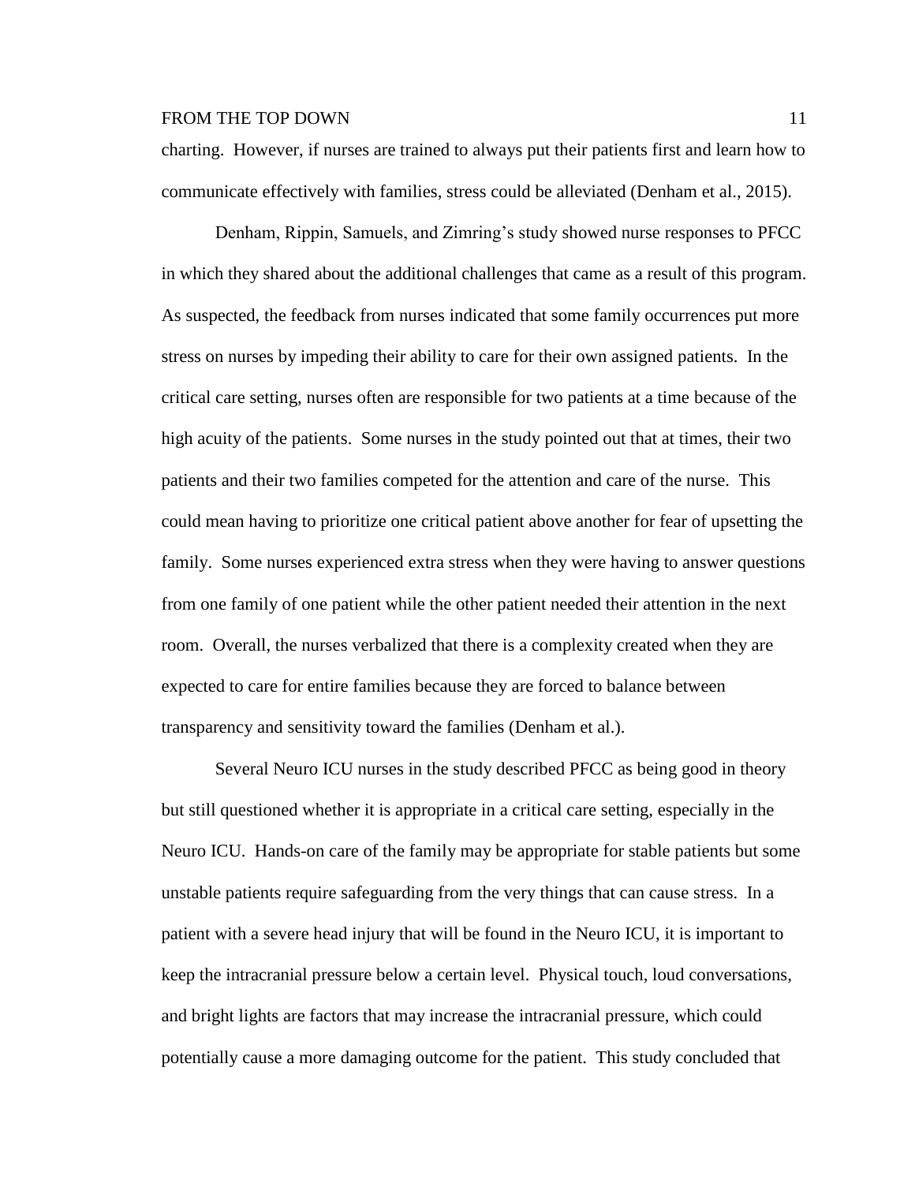charting. However, if nurses are trained to always put their patients first and learn how to communicate effectively with families, stress could be alleviated (Denham et al., 2015).

Denham, Rippin, Samuels, and Zimring's study showed nurse responses to PFCC in which they shared about the additional challenges that came as a result of this program. As suspected, the feedback from nurses indicated that some family occurrences put more stress on nurses by impeding their ability to care for their own assigned patients. In the critical care setting, nurses often are responsible for two patients at a time because of the high acuity of the patients. Some nurses in the study pointed out that at times, their two patients and their two families competed for the attention and care of the nurse. This could mean having to prioritize one critical patient above another for fear of upsetting the family. Some nurses experienced extra stress when they were having to answer questions from one family of one patient while the other patient needed their attention in the next room. Overall, the nurses verbalized that there is a complexity created when they are expected to care for entire families because they are forced to balance between transparency and sensitivity toward the families (Denham et al.).

Several Neuro ICU nurses in the study described PFCC as being good in theory but still questioned whether it is appropriate in a critical care setting, especially in the Neuro ICU. Hands-on care of the family may be appropriate for stable patients but some unstable patients require safeguarding from the very things that can cause stress. In a patient with a severe head injury that will be found in the Neuro ICU, it is important to keep the intracranial pressure below a certain level. Physical touch, loud conversations, and bright lights are factors that may increase the intracranial pressure, which could potentially cause a more damaging outcome for the patient. This study concluded that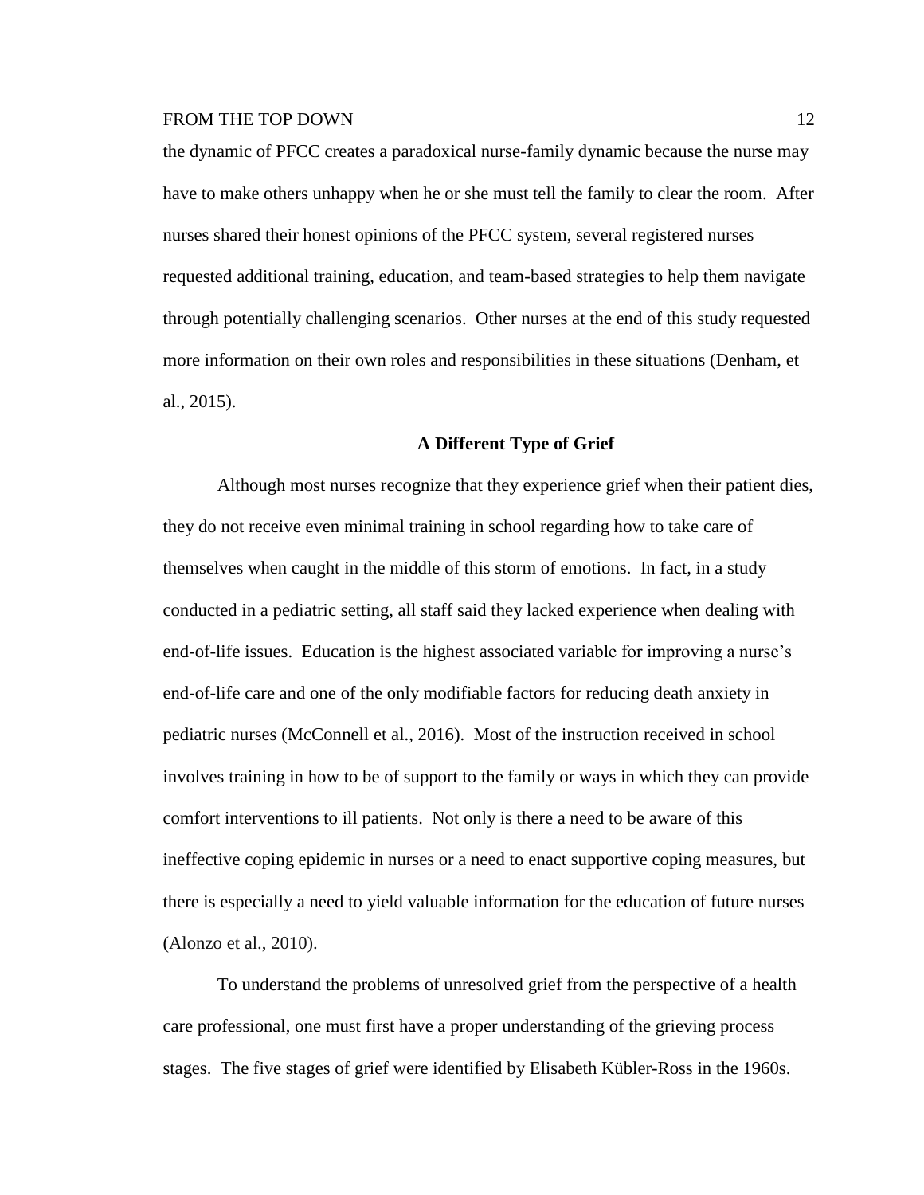the dynamic of PFCC creates a paradoxical nurse-family dynamic because the nurse may have to make others unhappy when he or she must tell the family to clear the room. After nurses shared their honest opinions of the PFCC system, several registered nurses requested additional training, education, and team-based strategies to help them navigate through potentially challenging scenarios. Other nurses at the end of this study requested more information on their own roles and responsibilities in these situations (Denham, et al., 2015).

## A Different Type of Grief

Although most nurses recognize that they experience grief when their patient dies, they do not receive even minimal training in school regarding how to take care of themselves when caught in the middle of this storm of emotions. In fact, in a study conducted in a pediatric setting, all staff said they lacked experience when dealing with end-of-life issues. Education is the highest associated variable for improving a nurse's end-of-life care and one of the only modifiable factors for reducing death anxiety in pediatric nurses (McConnell et al., 2016). Most of the instruction received in school involves training in how to be of support to the family or ways in which they can provide comfort interventions to ill patients. Not only is there a need to be aware of this ineffective coping epidemic in nurses or a need to enact supportive coping measures, but there is especially a need to yield valuable information for the education of future nurses (Alonzo et al., 2010).

To understand the problems of unresolved grief from the perspective of a health care professional, one must first have a proper understanding of the grieving process stages. The five stages of grief were identified by Elisabeth Kübler-Ross in the 1960s.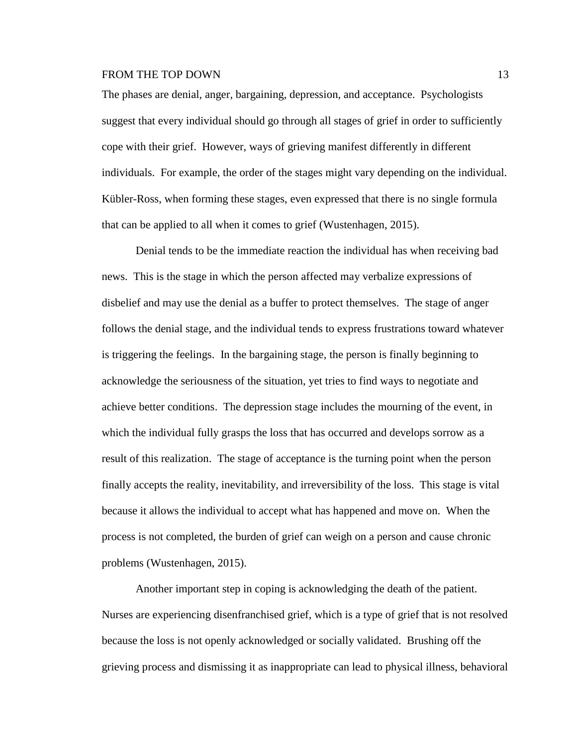The phases are denial, anger, bargaining, depression, and acceptance. Psychologists suggest that every individual should go through all stages of grief in order to sufficiently cope with their grief. However, ways of grieving manifest differently in different individuals. For example, the order of the stages might vary depending on the individual. Kübler-Ross, when forming these stages, even expressed that there is no single formula that can be applied to all when it comes to grief (Wustenhagen, 2015).

Denial tends to be the immediate reaction the individual has when receiving bad news. This is the stage in which the person affected may verbalize expressions of disbelief and may use the denial as a buffer to protect themselves. The stage of anger follows the denial stage, and the individual tends to express frustrations toward whatever is triggering the feelings. In the bargaining stage, the person is finally beginning to acknowledge the seriousness of the situation, yet tries to find ways to negotiate and achieve better conditions. The depression stage includes the mourning of the event, in which the individual fully grasps the loss that has occurred and develops sorrow as a result of this realization. The stage of acceptance is the turning point when the person finally accepts the reality, inevitability, and irreversibility of the loss. This stage is vital because it allows the individual to accept what has happened and move on. When the process is not completed, the burden of grief can weigh on a person and cause chronic problems (Wustenhagen, 2015).

Another important step in coping is acknowledging the death of the patient. Nurses are experiencing disenfranchised grief, which is a type of grief that is not resolved because the loss is not openly acknowledged or socially validated. Brushing off the grieving process and dismissing it as inappropriate can lead to physical illness, behavioral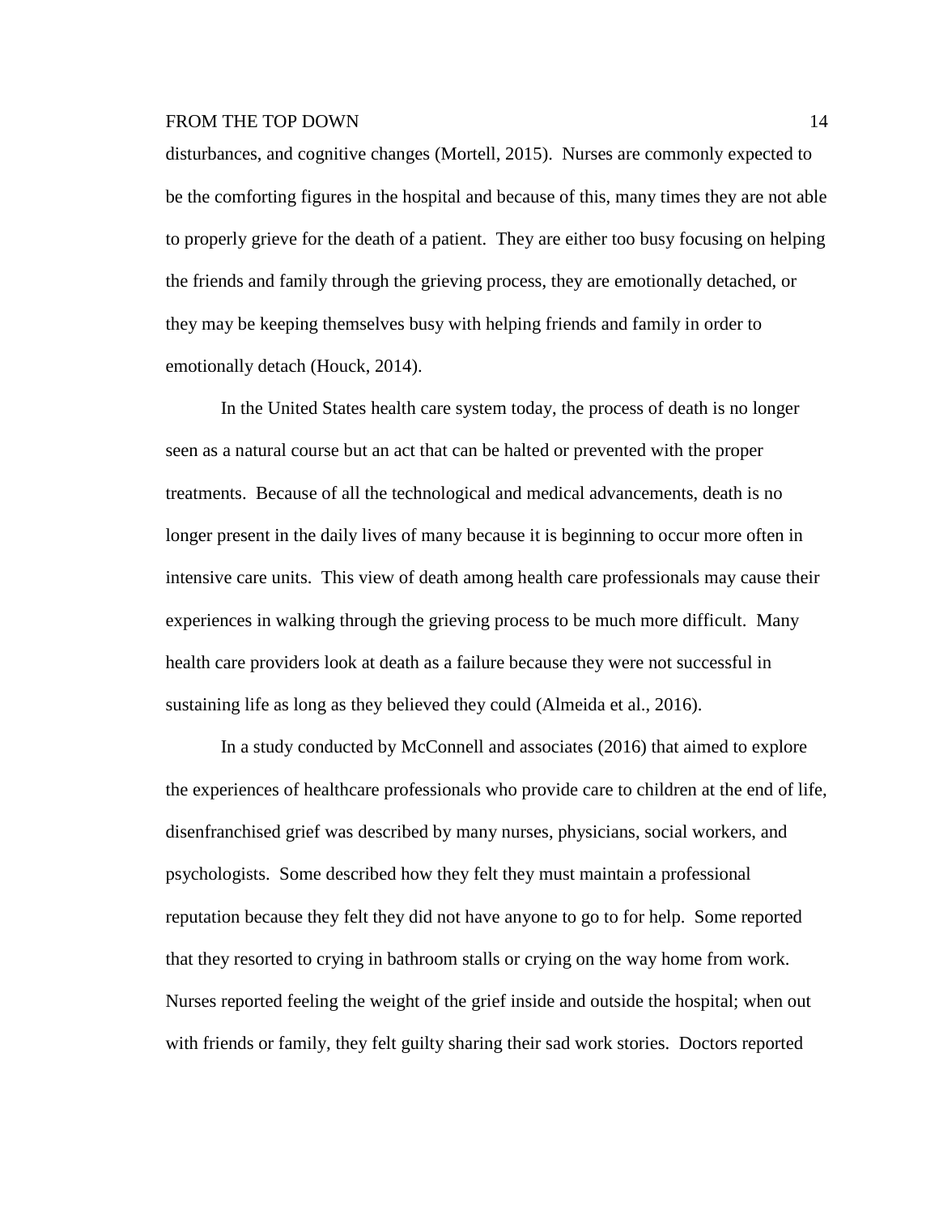disturbances, and cognitive changes (Mortell, 2015). Nurses are commonly expected to be the comforting figures in the hospital and because of this, many times they are not able to properly grieve for the death of a patient. They are either too busy focusing on helping the friends and family through the grieving process, they are emotionally detached, or they may be keeping themselves busy with helping friends and family in order to emotionally detach (Houck, 2014).

In the United States health care system today, the process of death is no longer seen as a natural course but an act that can be halted or prevented with the proper treatments. Because of all the technological and medical advancements, death is no longer present in the daily lives of many because it is beginning to occur more often in intensive care units. This view of death among health care professionals may cause their experiences in walking through the grieving process to be much more difficult. Many health care providers look at death as a failure because they were not successful in sustaining life as long as they believed they could (Almeida et al., 2016).

In a study conducted by McConnell and associates (2016) that aimed to explore the experiences of healthcare professionals who provide care to children at the end of life, disenfranchised grief was described by many nurses, physicians, social workers, and psychologists. Some described how they felt they must maintain a professional reputation because they felt they did not have anyone to go to for help. Some reported that they resorted to crying in bathroom stalls or crying on the way home from work. Nurses reported feeling the weight of the grief inside and outside the hospital; when out with friends or family, they felt guilty sharing their sad work stories. Doctors reported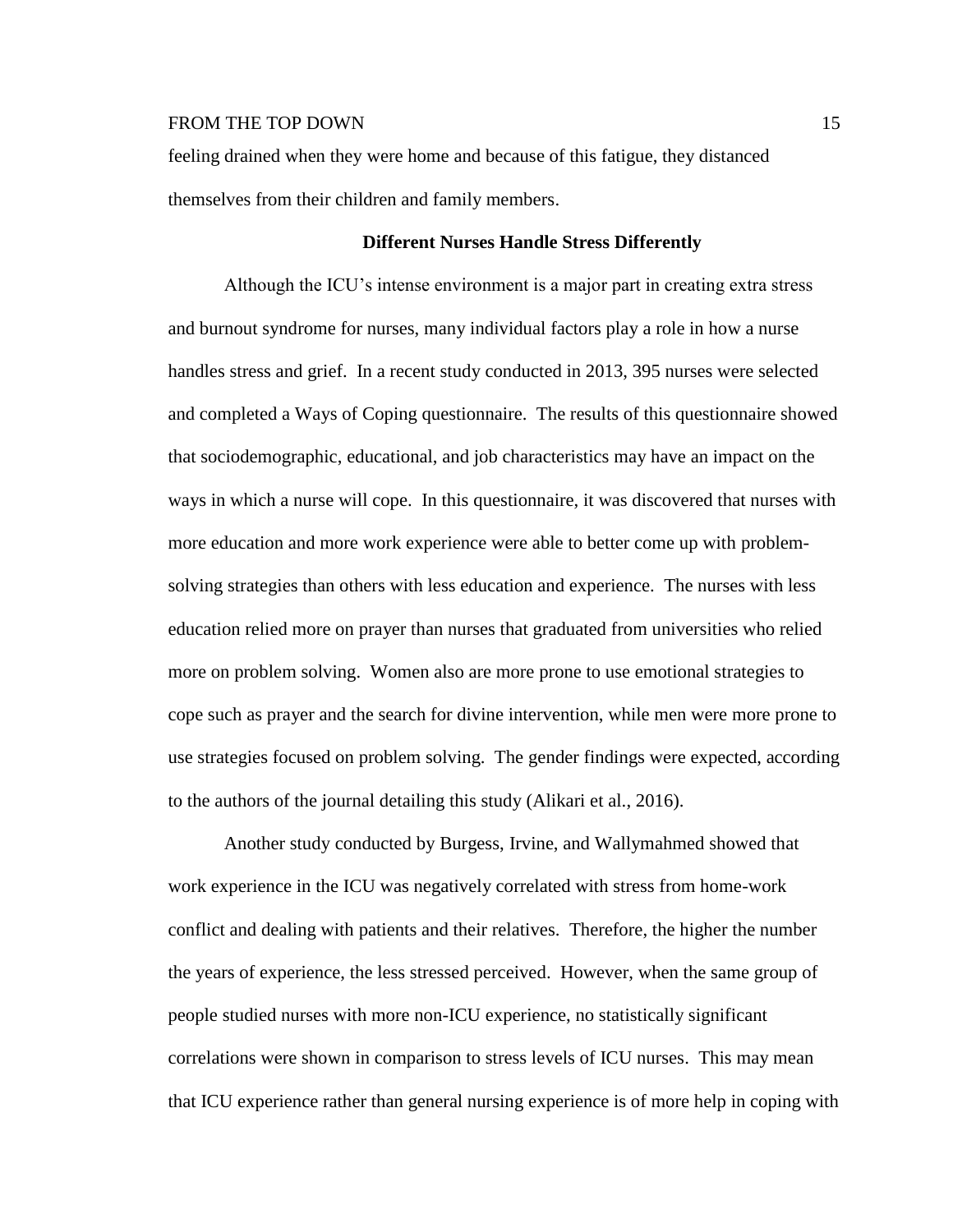feeling drained when they were home and because of this fatigue, they distanced themselves from their children and family members.

## Different Nurses Handle Stress Differently

Although the ICU's intense environment is a major part in creating extra stress and burnout syndrome for nurses, many individual factors play a role in how a nurse handles stress and grief. In a recent study conducted in 2013, 395 nurses were selected and completed a Ways of Coping questionnaire. The results of this questionnaire showed that sociodemographic, educational, and job characteristics may have an impact on the ways in which a nurse will cope. In this questionnaire, it was discovered that nurses with more education and more work experience were able to better come up with problem-solving strategies than others with less education and experience. The nurses with less education relied more on prayer than nurses that graduated from universities who relied more on problem solving. Women also are more prone to use emotional strategies to cope such as prayer and the search for divine intervention, while men were more prone to use strategies focused on problem solving. The gender findings were expected, according to the authors of the journal detailing this study (Alikari et al., 2016).

Another study conducted by Burgess, Irvine, and Wallymahmed showed that work experience in the ICU was negatively correlated with stress from home-work conflict and dealing with patients and their relatives. Therefore, the higher the number the years of experience, the less stressed perceived. However, when the same group of people studied nurses with more non-ICU experience, no statistically significant correlations were shown in comparison to stress levels of ICU nurses. This may mean that ICU experience rather than general nursing experience is of more help in coping with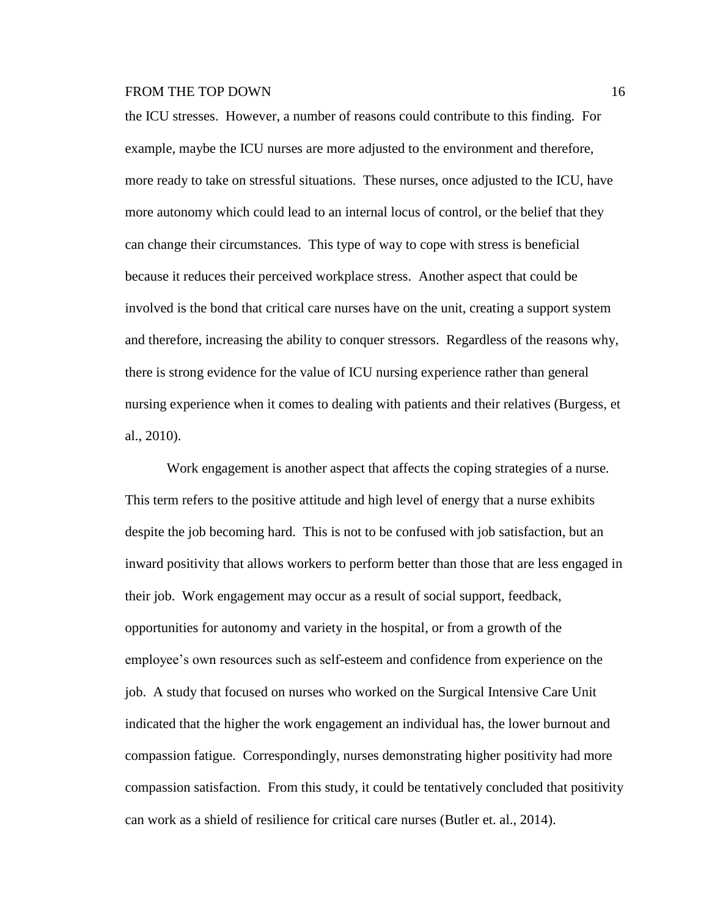the ICU stresses. However, a number of reasons could contribute to this finding. For example, maybe the ICU nurses are more adjusted to the environment and therefore, more ready to take on stressful situations. These nurses, once adjusted to the ICU, have more autonomy which could lead to an internal locus of control, or the belief that they can change their circumstances. This type of way to cope with stress is beneficial because it reduces their perceived workplace stress. Another aspect that could be involved is the bond that critical care nurses have on the unit, creating a support system and therefore, increasing the ability to conquer stressors. Regardless of the reasons why, there is strong evidence for the value of ICU nursing experience rather than general nursing experience when it comes to dealing with patients and their relatives (Burgess, et al., 2010).

Work engagement is another aspect that affects the coping strategies of a nurse. This term refers to the positive attitude and high level of energy that a nurse exhibits despite the job becoming hard. This is not to be confused with job satisfaction, but an inward positivity that allows workers to perform better than those that are less engaged in their job. Work engagement may occur as a result of social support, feedback, opportunities for autonomy and variety in the hospital, or from a growth of the employee's own resources such as self-esteem and confidence from experience on the job. A study that focused on nurses who worked on the Surgical Intensive Care Unit indicated that the higher the work engagement an individual has, the lower burnout and compassion fatigue. Correspondingly, nurses demonstrating higher positivity had more compassion satisfaction. From this study, it could be tentatively concluded that positivity can work as a shield of resilience for critical care nurses (Butler et. al., 2014).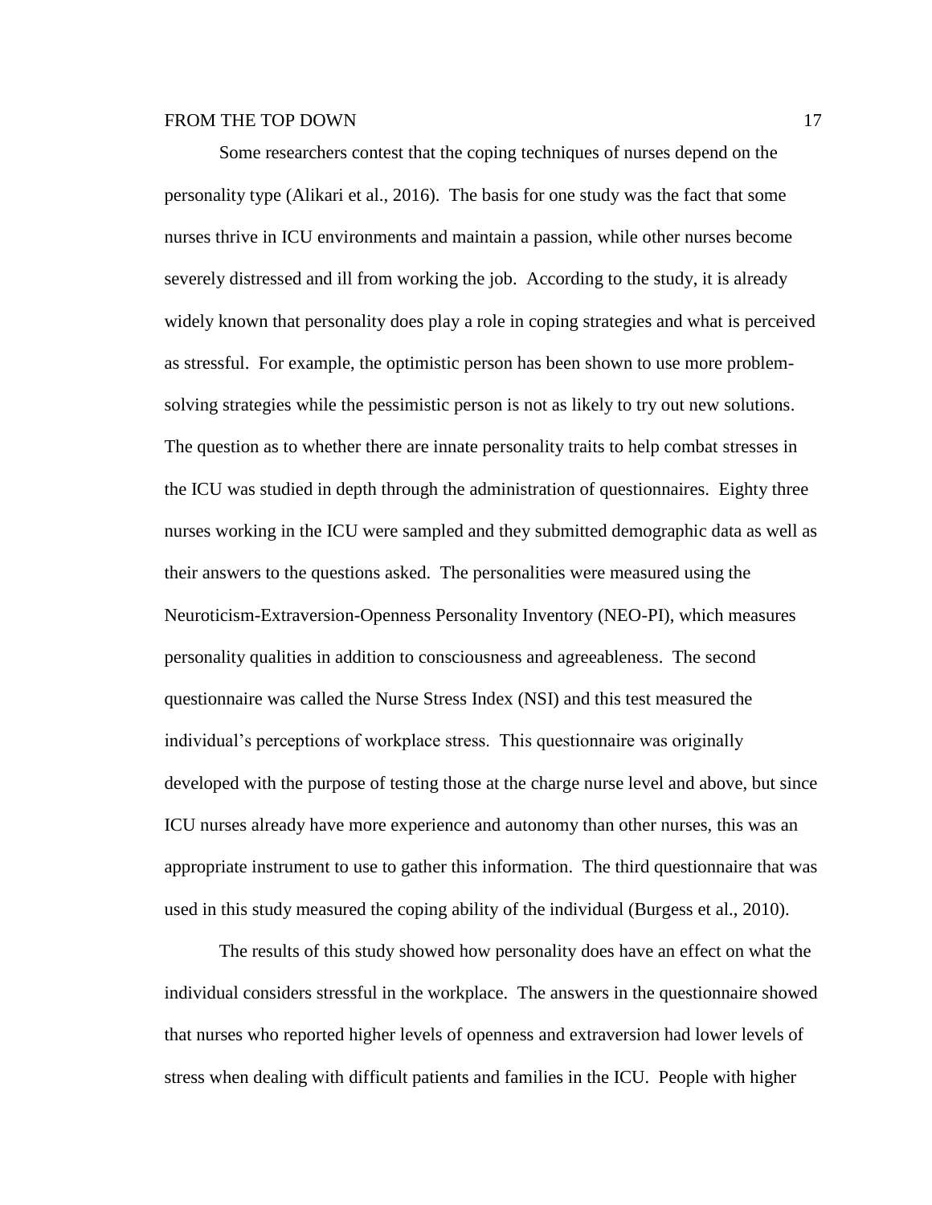Some researchers contest that the coping techniques of nurses depend on the personality type (Alikari et al., 2016). The basis for one study was the fact that some nurses thrive in ICU environments and maintain a passion, while other nurses become severely distressed and ill from working the job. According to the study, it is already widely known that personality does play a role in coping strategies and what is perceived as stressful. For example, the optimistic person has been shown to use more problem-solving strategies while the pessimistic person is not as likely to try out new solutions. The question as to whether there are innate personality traits to help combat stresses in the ICU was studied in depth through the administration of questionnaires. Eighty three nurses working in the ICU were sampled and they submitted demographic data as well as their answers to the questions asked. The personalities were measured using the Neuroticism-Extraversion-Openness Personality Inventory (NEO-PI), which measures personality qualities in addition to consciousness and agreeableness. The second questionnaire was called the Nurse Stress Index (NSI) and this test measured the individual's perceptions of workplace stress. This questionnaire was originally developed with the purpose of testing those at the charge nurse level and above, but since ICU nurses already have more experience and autonomy than other nurses, this was an appropriate instrument to use to gather this information. The third questionnaire that was used in this study measured the coping ability of the individual (Burgess et al., 2010).

The results of this study showed how personality does have an effect on what the individual considers stressful in the workplace. The answers in the questionnaire showed that nurses who reported higher levels of openness and extraversion had lower levels of stress when dealing with difficult patients and families in the ICU. People with higher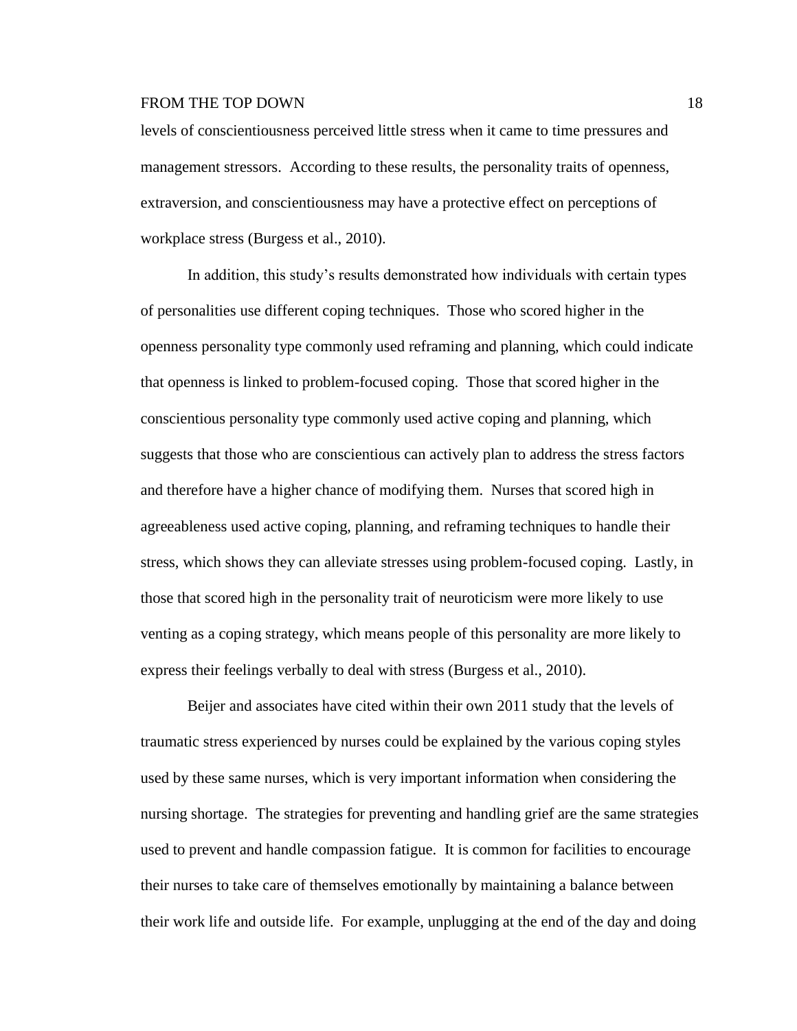levels of conscientiousness perceived little stress when it came to time pressures and management stressors. According to these results, the personality traits of openness, extraversion, and conscientiousness may have a protective effect on perceptions of workplace stress (Burgess et al., 2010).

In addition, this study's results demonstrated how individuals with certain types of personalities use different coping techniques. Those who scored higher in the openness personality type commonly used reframing and planning, which could indicate that openness is linked to problem-focused coping. Those that scored higher in the conscientious personality type commonly used active coping and planning, which suggests that those who are conscientious can actively plan to address the stress factors and therefore have a higher chance of modifying them. Nurses that scored high in agreeableness used active coping, planning, and reframing techniques to handle their stress, which shows they can alleviate stresses using problem-focused coping. Lastly, in those that scored high in the personality trait of neuroticism were more likely to use venting as a coping strategy, which means people of this personality are more likely to express their feelings verbally to deal with stress (Burgess et al., 2010).

Beijer and associates have cited within their own 2011 study that the levels of traumatic stress experienced by nurses could be explained by the various coping styles used by these same nurses, which is very important information when considering the nursing shortage. The strategies for preventing and handling grief are the same strategies used to prevent and handle compassion fatigue. It is common for facilities to encourage their nurses to take care of themselves emotionally by maintaining a balance between their work life and outside life. For example, unplugging at the end of the day and doing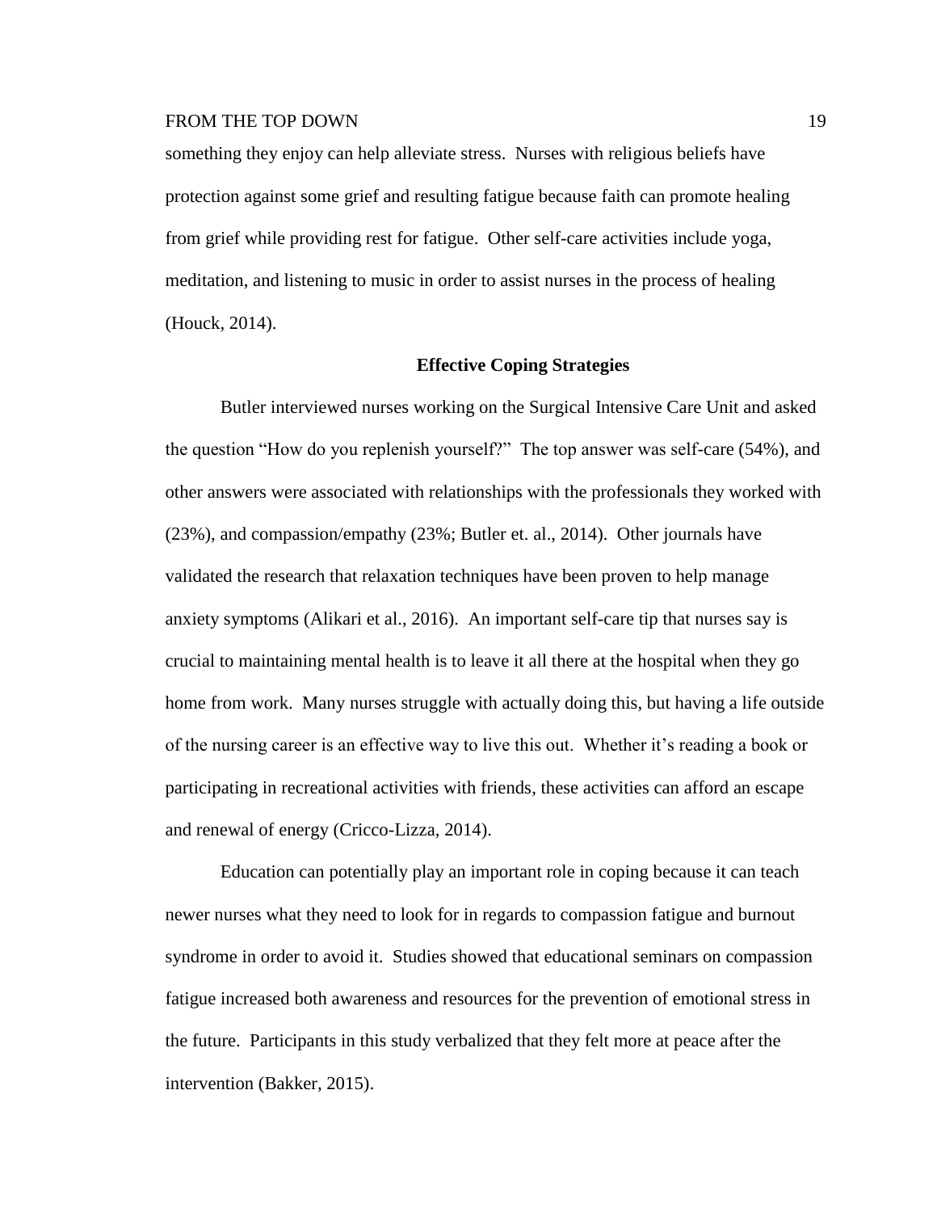something they enjoy can help alleviate stress. Nurses with religious beliefs have protection against some grief and resulting fatigue because faith can promote healing from grief while providing rest for fatigue. Other self-care activities include yoga, meditation, and listening to music in order to assist nurses in the process of healing (Houck, 2014).

## Effective Coping Strategies

Butler interviewed nurses working on the Surgical Intensive Care Unit and asked the question "How do you replenish yourself?" The top answer was self-care (54%), and other answers were associated with relationships with the professionals they worked with (23%), and compassion/empathy (23%; Butler et. al., 2014). Other journals have validated the research that relaxation techniques have been proven to help manage anxiety symptoms (Alikari et al., 2016). An important self-care tip that nurses say is crucial to maintaining mental health is to leave it all there at the hospital when they go home from work. Many nurses struggle with actually doing this, but having a life outside of the nursing career is an effective way to live this out. Whether it's reading a book or participating in recreational activities with friends, these activities can afford an escape and renewal of energy (Cricco-Lizza, 2014).

Education can potentially play an important role in coping because it can teach newer nurses what they need to look for in regards to compassion fatigue and burnout syndrome in order to avoid it. Studies showed that educational seminars on compassion fatigue increased both awareness and resources for the prevention of emotional stress in the future. Participants in this study verbalized that they felt more at peace after the intervention (Bakker, 2015).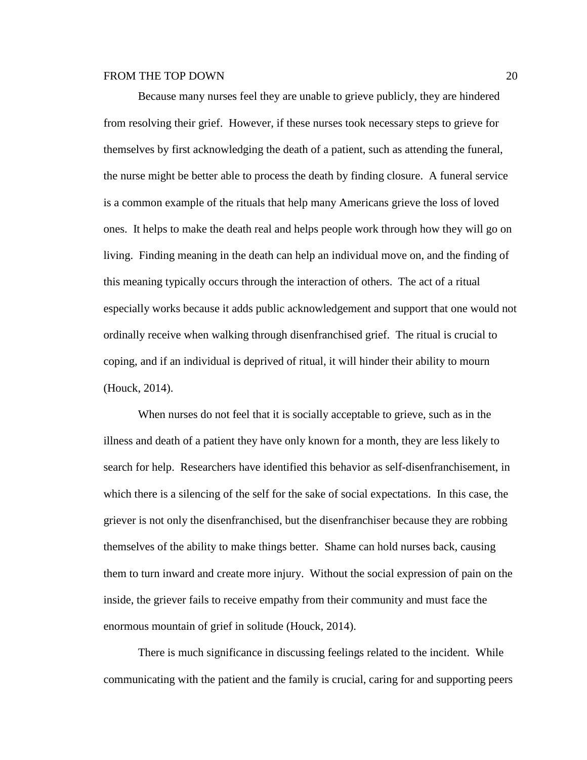Because many nurses feel they are unable to grieve publicly, they are hindered from resolving their grief. However, if these nurses took necessary steps to grieve for themselves by first acknowledging the death of a patient, such as attending the funeral, the nurse might be better able to process the death by finding closure. A funeral service is a common example of the rituals that help many Americans grieve the loss of loved ones. It helps to make the death real and helps people work through how they will go on living. Finding meaning in the death can help an individual move on, and the finding of this meaning typically occurs through the interaction of others. The act of a ritual especially works because it adds public acknowledgement and support that one would not ordinally receive when walking through disenfranchised grief. The ritual is crucial to coping, and if an individual is deprived of ritual, it will hinder their ability to mourn (Houck, 2014).

When nurses do not feel that it is socially acceptable to grieve, such as in the illness and death of a patient they have only known for a month, they are less likely to search for help. Researchers have identified this behavior as self-disenfranchisement, in which there is a silencing of the self for the sake of social expectations. In this case, the griever is not only the disenfranchised, but the disenfranchiser because they are robbing themselves of the ability to make things better. Shame can hold nurses back, causing them to turn inward and create more injury. Without the social expression of pain on the inside, the griever fails to receive empathy from their community and must face the enormous mountain of grief in solitude (Houck, 2014).

There is much significance in discussing feelings related to the incident. While communicating with the patient and the family is crucial, caring for and supporting peers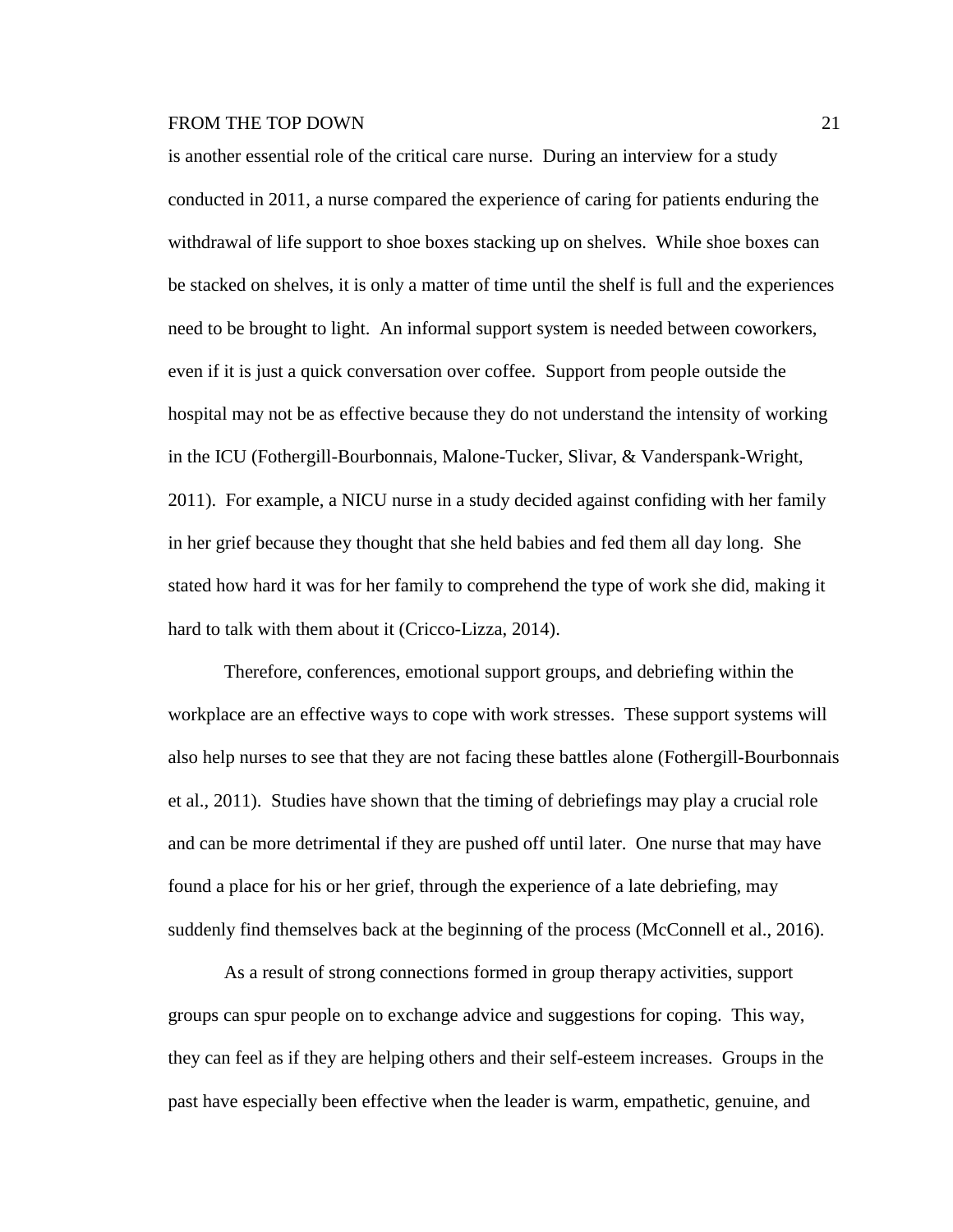is another essential role of the critical care nurse. During an interview for a study conducted in 2011, a nurse compared the experience of caring for patients enduring the withdrawal of life support to shoe boxes stacking up on shelves. While shoe boxes can be stacked on shelves, it is only a matter of time until the shelf is full and the experiences need to be brought to light. An informal support system is needed between coworkers, even if it is just a quick conversation over coffee. Support from people outside the hospital may not be as effective because they do not understand the intensity of working in the ICU (Fothergill-Bourbonnais, Malone-Tucker, Slivar, & Vanderspank-Wright, 2011). For example, a NICU nurse in a study decided against confiding with her family in her grief because they thought that she held babies and fed them all day long. She stated how hard it was for her family to comprehend the type of work she did, making it hard to talk with them about it (Cricco-Lizza, 2014).

Therefore, conferences, emotional support groups, and debriefing within the workplace are an effective ways to cope with work stresses. These support systems will also help nurses to see that they are not facing these battles alone (Fothergill-Bourbonnais et al., 2011). Studies have shown that the timing of debriefings may play a crucial role and can be more detrimental if they are pushed off until later. One nurse that may have found a place for his or her grief, through the experience of a late debriefing, may suddenly find themselves back at the beginning of the process (McConnell et al., 2016).

As a result of strong connections formed in group therapy activities, support groups can spur people on to exchange advice and suggestions for coping. This way, they can feel as if they are helping others and their self-esteem increases. Groups in the past have especially been effective when the leader is warm, empathetic, genuine, and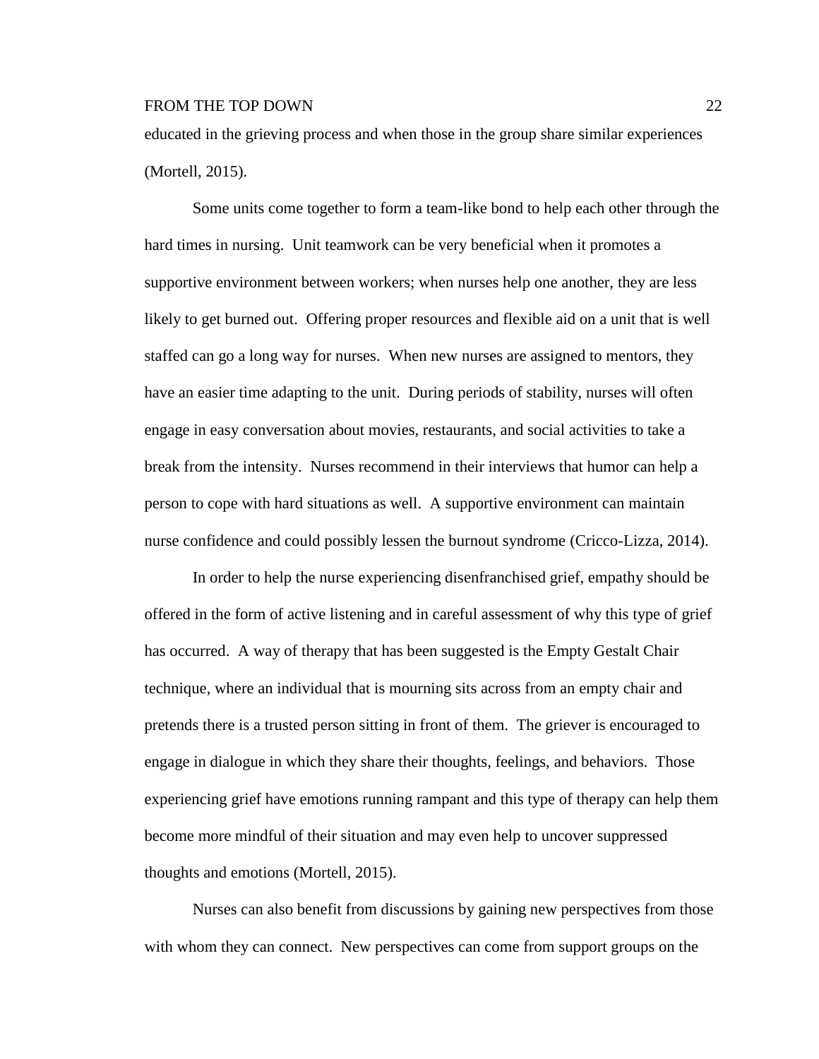educated in the grieving process and when those in the group share similar experiences (Mortell, 2015).

Some units come together to form a team-like bond to help each other through the hard times in nursing. Unit teamwork can be very beneficial when it promotes a supportive environment between workers; when nurses help one another, they are less likely to get burned out. Offering proper resources and flexible aid on a unit that is well staffed can go a long way for nurses. When new nurses are assigned to mentors, they have an easier time adapting to the unit. During periods of stability, nurses will often engage in easy conversation about movies, restaurants, and social activities to take a break from the intensity. Nurses recommend in their interviews that humor can help a person to cope with hard situations as well. A supportive environment can maintain nurse confidence and could possibly lessen the burnout syndrome (Cricco-Lizza, 2014).

In order to help the nurse experiencing disenfranchised grief, empathy should be offered in the form of active listening and in careful assessment of why this type of grief has occurred. A way of therapy that has been suggested is the Empty Gestalt Chair technique, where an individual that is mourning sits across from an empty chair and pretends there is a trusted person sitting in front of them. The griever is encouraged to engage in dialogue in which they share their thoughts, feelings, and behaviors. Those experiencing grief have emotions running rampant and this type of therapy can help them become more mindful of their situation and may even help to uncover suppressed thoughts and emotions (Mortell, 2015).

Nurses can also benefit from discussions by gaining new perspectives from those with whom they can connect. New perspectives can come from support groups on the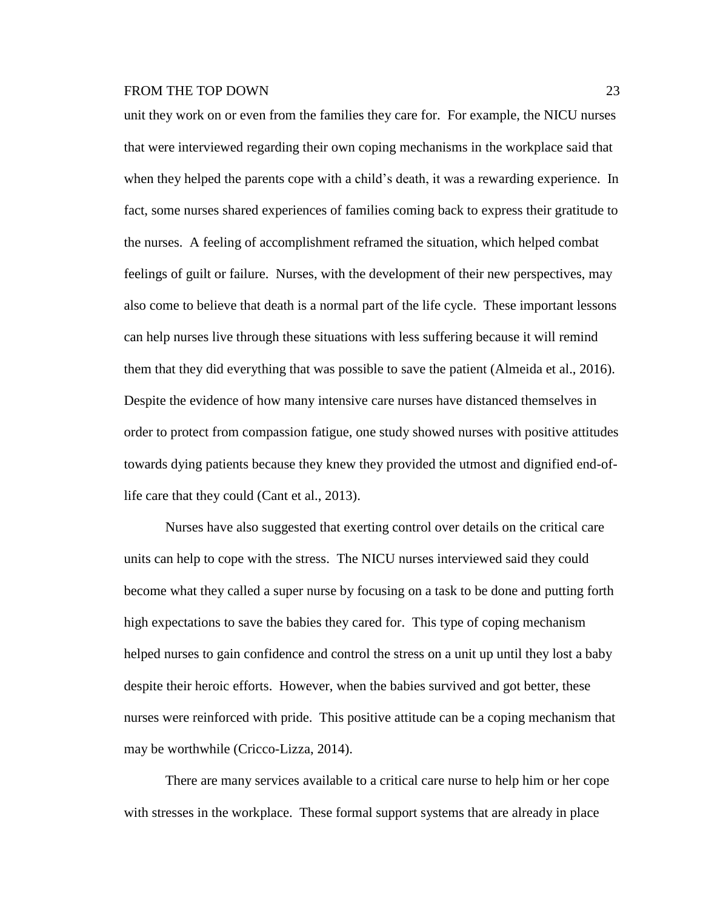unit they work on or even from the families they care for. For example, the NICU nurses that were interviewed regarding their own coping mechanisms in the workplace said that when they helped the parents cope with a child's death, it was a rewarding experience. In fact, some nurses shared experiences of families coming back to express their gratitude to the nurses. A feeling of accomplishment reframed the situation, which helped combat feelings of guilt or failure. Nurses, with the development of their new perspectives, may also come to believe that death is a normal part of the life cycle. These important lessons can help nurses live through these situations with less suffering because it will remind them that they did everything that was possible to save the patient (Almeida et al., 2016). Despite the evidence of how many intensive care nurses have distanced themselves in order to protect from compassion fatigue, one study showed nurses with positive attitudes towards dying patients because they knew they provided the utmost and dignified end-of-life care that they could (Cant et al., 2013).

Nurses have also suggested that exerting control over details on the critical care units can help to cope with the stress. The NICU nurses interviewed said they could become what they called a super nurse by focusing on a task to be done and putting forth high expectations to save the babies they cared for. This type of coping mechanism helped nurses to gain confidence and control the stress on a unit up until they lost a baby despite their heroic efforts. However, when the babies survived and got better, these nurses were reinforced with pride. This positive attitude can be a coping mechanism that may be worthwhile (Cricco-Lizza, 2014).

There are many services available to a critical care nurse to help him or her cope with stresses in the workplace. These formal support systems that are already in place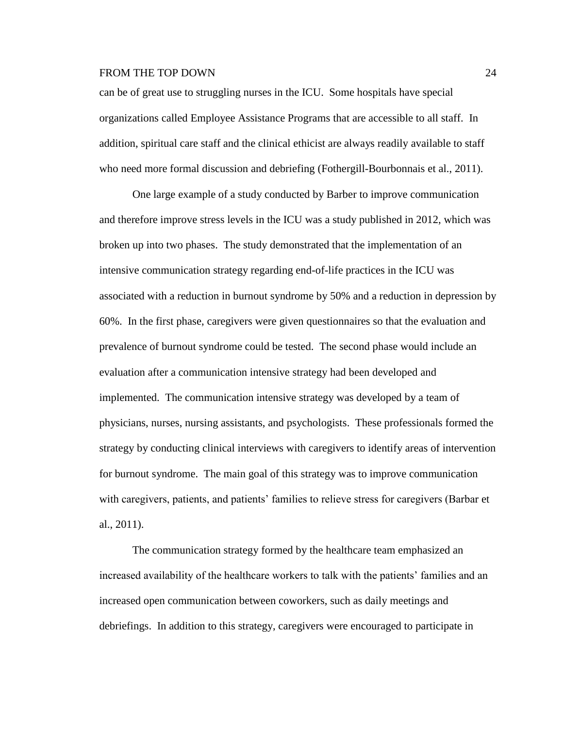can be of great use to struggling nurses in the ICU. Some hospitals have special organizations called Employee Assistance Programs that are accessible to all staff. In addition, spiritual care staff and the clinical ethicist are always readily available to staff who need more formal discussion and debriefing (Fothergill-Bourbonnais et al., 2011).

One large example of a study conducted by Barber to improve communication and therefore improve stress levels in the ICU was a study published in 2012, which was broken up into two phases. The study demonstrated that the implementation of an intensive communication strategy regarding end-of-life practices in the ICU was associated with a reduction in burnout syndrome by 50% and a reduction in depression by 60%. In the first phase, caregivers were given questionnaires so that the evaluation and prevalence of burnout syndrome could be tested. The second phase would include an evaluation after a communication intensive strategy had been developed and implemented. The communication intensive strategy was developed by a team of physicians, nurses, nursing assistants, and psychologists. These professionals formed the strategy by conducting clinical interviews with caregivers to identify areas of intervention for burnout syndrome. The main goal of this strategy was to improve communication with caregivers, patients, and patients' families to relieve stress for caregivers (Barbar et al., 2011).

The communication strategy formed by the healthcare team emphasized an increased availability of the healthcare workers to talk with the patients' families and an increased open communication between coworkers, such as daily meetings and debriefings. In addition to this strategy, caregivers were encouraged to participate in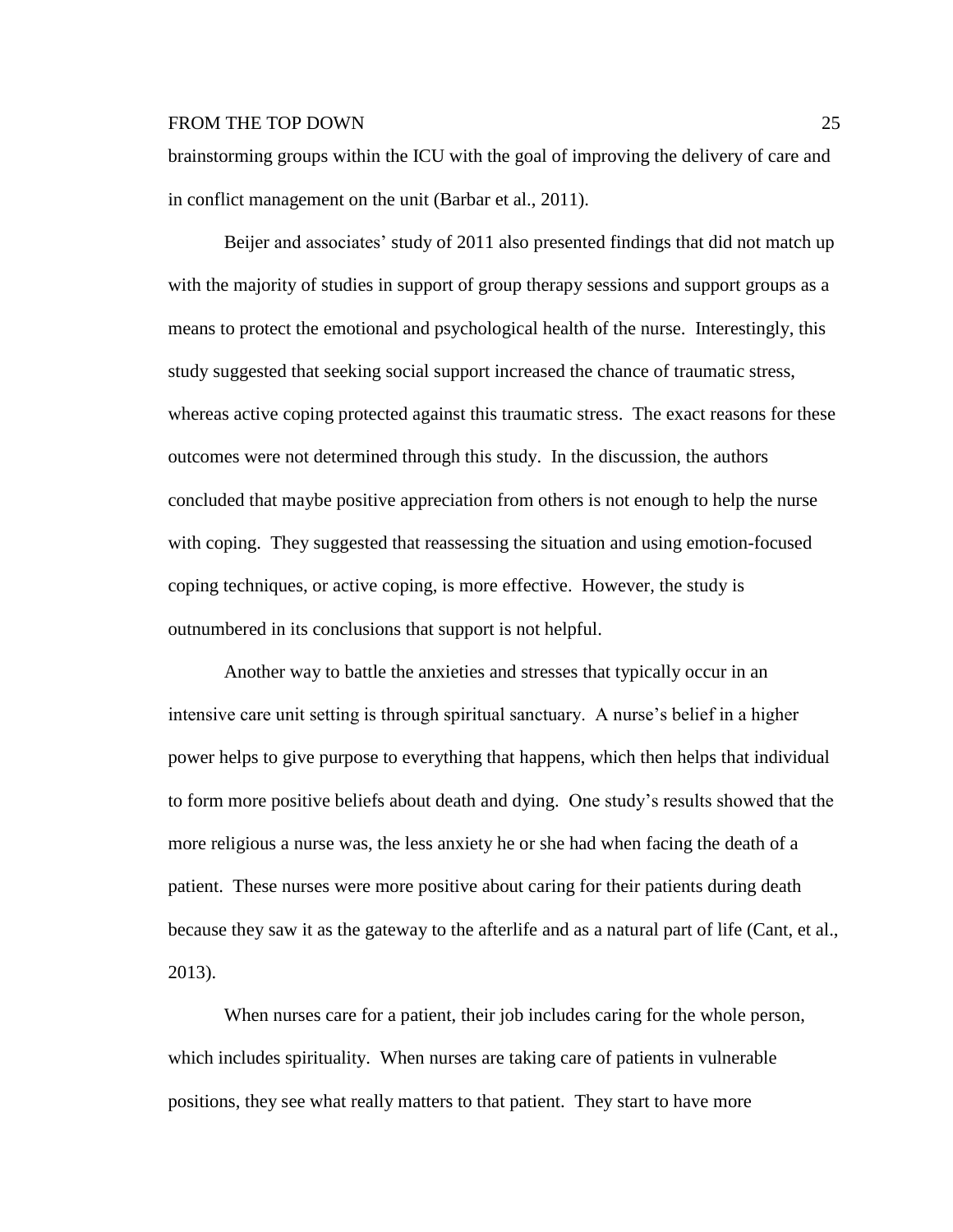brainstorming groups within the ICU with the goal of improving the delivery of care and in conflict management on the unit (Barbar et al., 2011).

Beijer and associates' study of 2011 also presented findings that did not match up with the majority of studies in support of group therapy sessions and support groups as a means to protect the emotional and psychological health of the nurse. Interestingly, this study suggested that seeking social support increased the chance of traumatic stress, whereas active coping protected against this traumatic stress. The exact reasons for these outcomes were not determined through this study. In the discussion, the authors concluded that maybe positive appreciation from others is not enough to help the nurse with coping. They suggested that reassessing the situation and using emotion-focused coping techniques, or active coping, is more effective. However, the study is outnumbered in its conclusions that support is not helpful.

Another way to battle the anxieties and stresses that typically occur in an intensive care unit setting is through spiritual sanctuary. A nurse's belief in a higher power helps to give purpose to everything that happens, which then helps that individual to form more positive beliefs about death and dying. One study's results showed that the more religious a nurse was, the less anxiety he or she had when facing the death of a patient. These nurses were more positive about caring for their patients during death because they saw it as the gateway to the afterlife and as a natural part of life (Cant, et al., 2013).

When nurses care for a patient, their job includes caring for the whole person, which includes spirituality. When nurses are taking care of patients in vulnerable positions, they see what really matters to that patient. They start to have more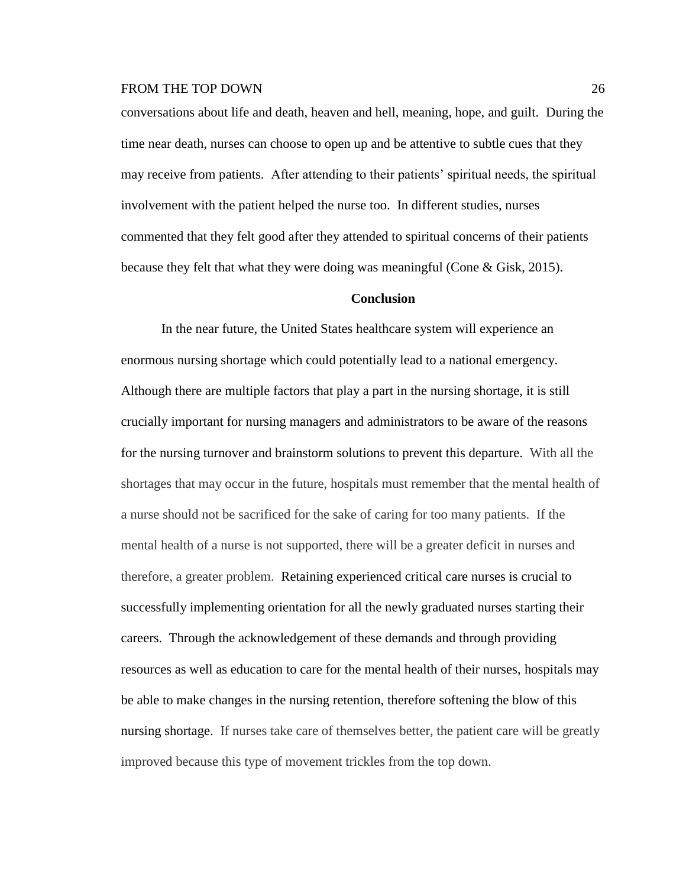conversations about life and death, heaven and hell, meaning, hope, and guilt. During the time near death, nurses can choose to open up and be attentive to subtle cues that they may receive from patients. After attending to their patients' spiritual needs, the spiritual involvement with the patient helped the nurse too. In different studies, nurses commented that they felt good after they attended to spiritual concerns of their patients because they felt that what they were doing was meaningful (Cone & Gisk, 2015).

## Conclusion

In the near future, the United States healthcare system will experience an enormous nursing shortage which could potentially lead to a national emergency. Although there are multiple factors that play a part in the nursing shortage, it is still crucially important for nursing managers and administrators to be aware of the reasons for the nursing turnover and brainstorm solutions to prevent this departure. With all the shortages that may occur in the future, hospitals must remember that the mental health of a nurse should not be sacrificed for the sake of caring for too many patients. If the mental health of a nurse is not supported, there will be a greater deficit in nurses and therefore, a greater problem. Retaining experienced critical care nurses is crucial to successfully implementing orientation for all the newly graduated nurses starting their careers. Through the acknowledgement of these demands and through providing resources as well as education to care for the mental health of their nurses, hospitals may be able to make changes in the nursing retention, therefore softening the blow of this nursing shortage. If nurses take care of themselves better, the patient care will be greatly improved because this type of movement trickles from the top down.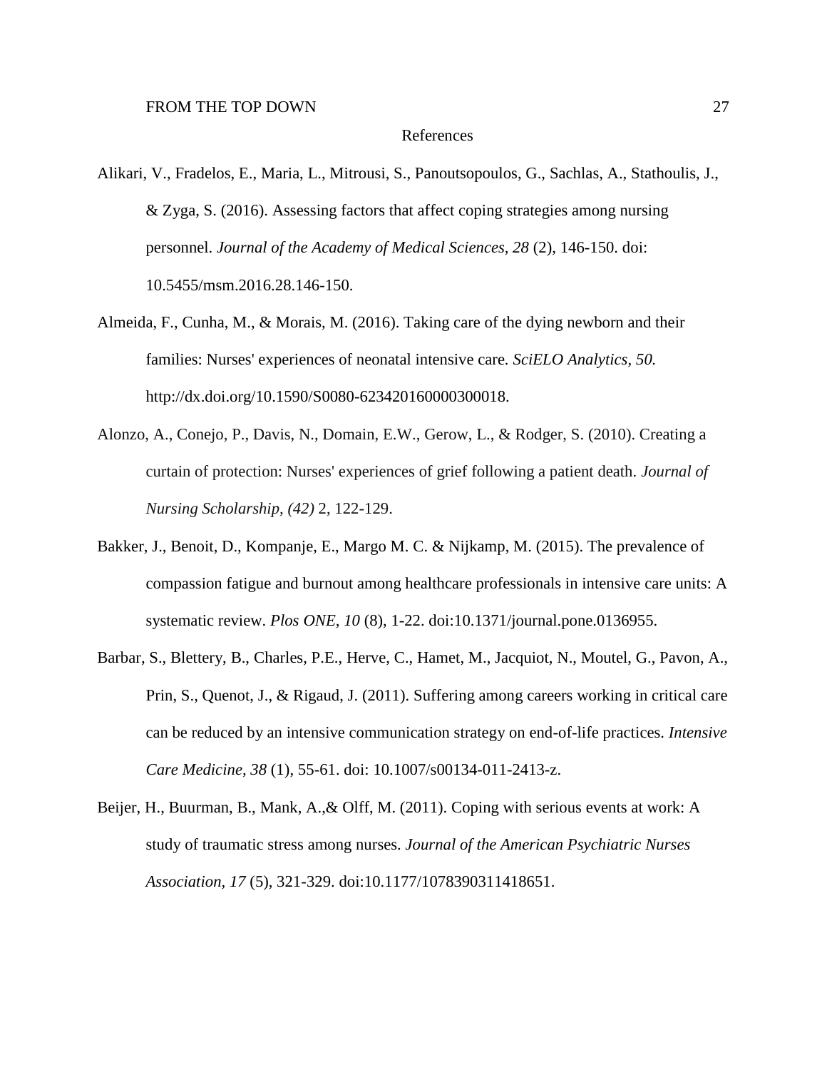# References

Alikari, V., Fradelos, E., Maria, L., Mitrousi, S., Panoutsopoulos, G., Sachlas, A., Stathoulis, J., & Zyga, S. (2016). Assessing factors that affect coping strategies among nursing personnel. *Journal of the Academy of Medical Sciences, 28* (2), 146-150. doi: 10.5455/msm.2016.28.146-150.

Almeida, F., Cunha, M., & Morais, M. (2016). Taking care of the dying newborn and their families: Nurses' experiences of neonatal intensive care. *SciELO Analytics, 50.* http://dx.doi.org/10.1590/S0080-623420160000300018.

Alonzo, A., Conejo, P., Davis, N., Domain, E.W., Gerow, L., & Rodger, S. (2010). Creating a curtain of protection: Nurses' experiences of grief following a patient death. *Journal of Nursing Scholarship, (42)* 2, 122-129.

Bakker, J., Benoit, D., Kompanje, E., Margo M. C. & Nijkamp, M. (2015). The prevalence of compassion fatigue and burnout among healthcare professionals in intensive care units: A systematic review. *Plos ONE, 10* (8), 1-22. doi:10.1371/journal.pone.0136955.

Barbar, S., Blettery, B., Charles, P.E., Herve, C., Hamet, M., Jacquiot, N., Moutel, G., Pavon, A., Prin, S., Quenot, J., & Rigaud, J. (2011). Suffering among careers working in critical care can be reduced by an intensive communication strategy on end-of-life practices. *Intensive Care Medicine, 38* (1), 55-61. doi: 10.1007/s00134-011-2413-z.

Beijer, H., Buurman, B., Mank, A.,& Olff, M. (2011). Coping with serious events at work: A study of traumatic stress among nurses. *Journal of the American Psychiatric Nurses Association, 17* (5), 321-329. doi:10.1177/1078390311418651.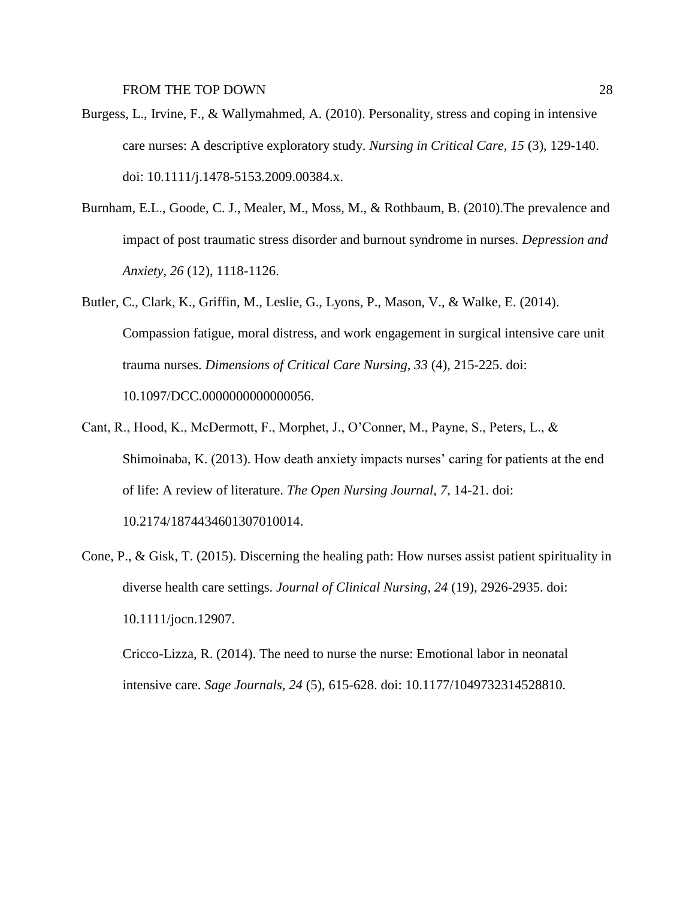Burgess, L., Irvine, F., & Wallymahmed, A. (2010). Personality, stress and coping in intensive care nurses: A descriptive exploratory study. *Nursing in Critical Care, 15* (3), 129-140. doi: 10.1111/j.1478-5153.2009.00384.x.

Burnham, E.L., Goode, C. J., Mealer, M., Moss, M., & Rothbaum, B. (2010).The prevalence and impact of post traumatic stress disorder and burnout syndrome in nurses. *Depression and Anxiety, 26* (12), 1118-1126.

Butler, C., Clark, K., Griffin, M., Leslie, G., Lyons, P., Mason, V., & Walke, E. (2014). Compassion fatigue, moral distress, and work engagement in surgical intensive care unit trauma nurses. *Dimensions of Critical Care Nursing, 33* (4), 215-225. doi: 10.1097/DCC.0000000000000056.

Cant, R., Hood, K., McDermott, F., Morphet, J., O'Conner, M., Payne, S., Peters, L., & Shimoinaba, K. (2013). How death anxiety impacts nurses' caring for patients at the end of life: A review of literature. *The Open Nursing Journal, 7,* 14-21. doi: 10.2174/1874434601307010014.

Cone, P., & Gisk, T. (2015). Discerning the healing path: How nurses assist patient spirituality in diverse health care settings. *Journal of Clinical Nursing, 24* (19), 2926-2935. doi: 10.1111/jocn.12907.

Cricco-Lizza, R. (2014). The need to nurse the nurse: Emotional labor in neonatal intensive care. *Sage Journals, 24* (5), 615-628. doi: 10.1177/1049732314528810.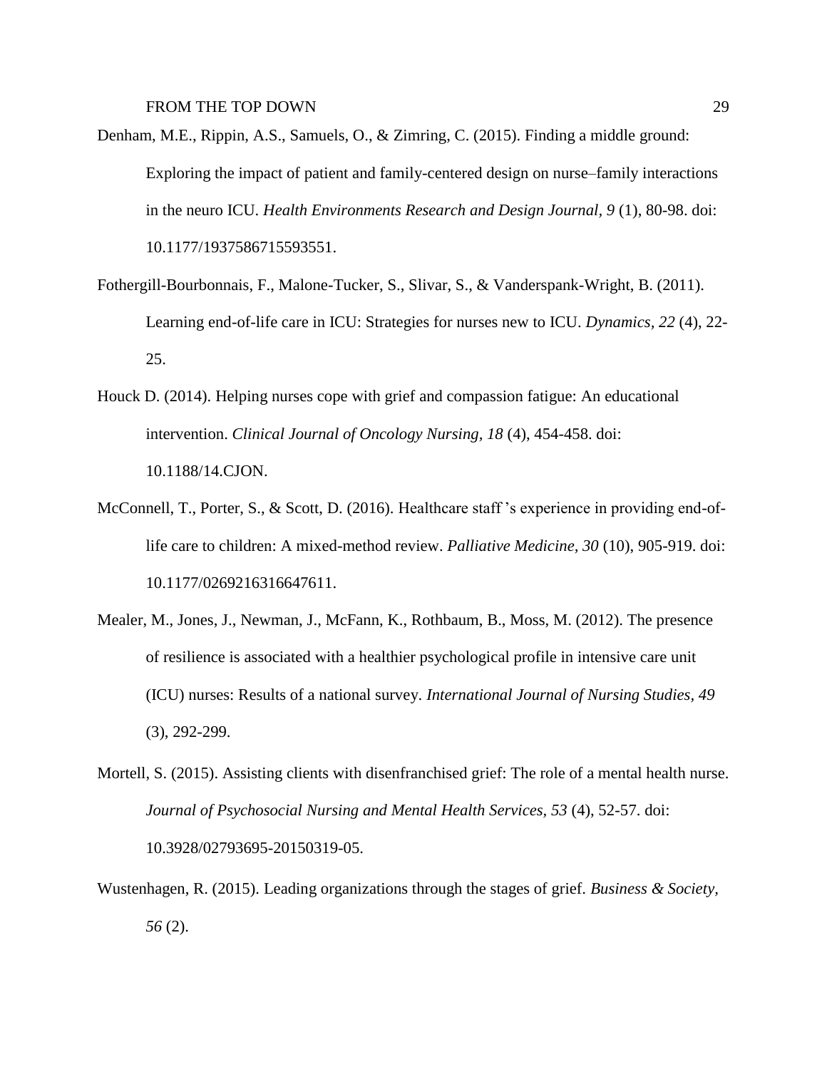Denham, M.E., Rippin, A.S., Samuels, O., & Zimring, C. (2015). Finding a middle ground: Exploring the impact of patient and family-centered design on nurse–family interactions in the neuro ICU. *Health Environments Research and Design Journal*, *9* (1), 80-98. doi: 10.1177/1937586715593551.

Fothergill-Bourbonnais, F., Malone-Tucker, S., Slivar, S., & Vanderspank-Wright, B. (2011). Learning end-of-life care in ICU: Strategies for nurses new to ICU. *Dynamics, 22* (4), 22-25.

Houck D. (2014). Helping nurses cope with grief and compassion fatigue: An educational intervention. *Clinical Journal of Oncology Nursing, 18* (4), 454-458. doi: 10.1188/14.CJON.

McConnell, T., Porter, S., & Scott, D. (2016). Healthcare staff 's experience in providing end-of-life care to children: A mixed-method review. *Palliative Medicine, 30* (10), 905-919. doi: 10.1177/0269216316647611.

Mealer, M., Jones, J., Newman, J., McFann, K., Rothbaum, B., Moss, M. (2012). The presence of resilience is associated with a healthier psychological profile in intensive care unit (ICU) nurses: Results of a national survey. *International Journal of Nursing Studies, 49* (3), 292-299.

Mortell, S. (2015). Assisting clients with disenfranchised grief: The role of a mental health nurse. *Journal of Psychosocial Nursing and Mental Health Services, 53* (4), 52-57. doi: 10.3928/02793695-20150319-05.

Wustenhagen, R. (2015). Leading organizations through the stages of grief. *Business & Society, 56* (2).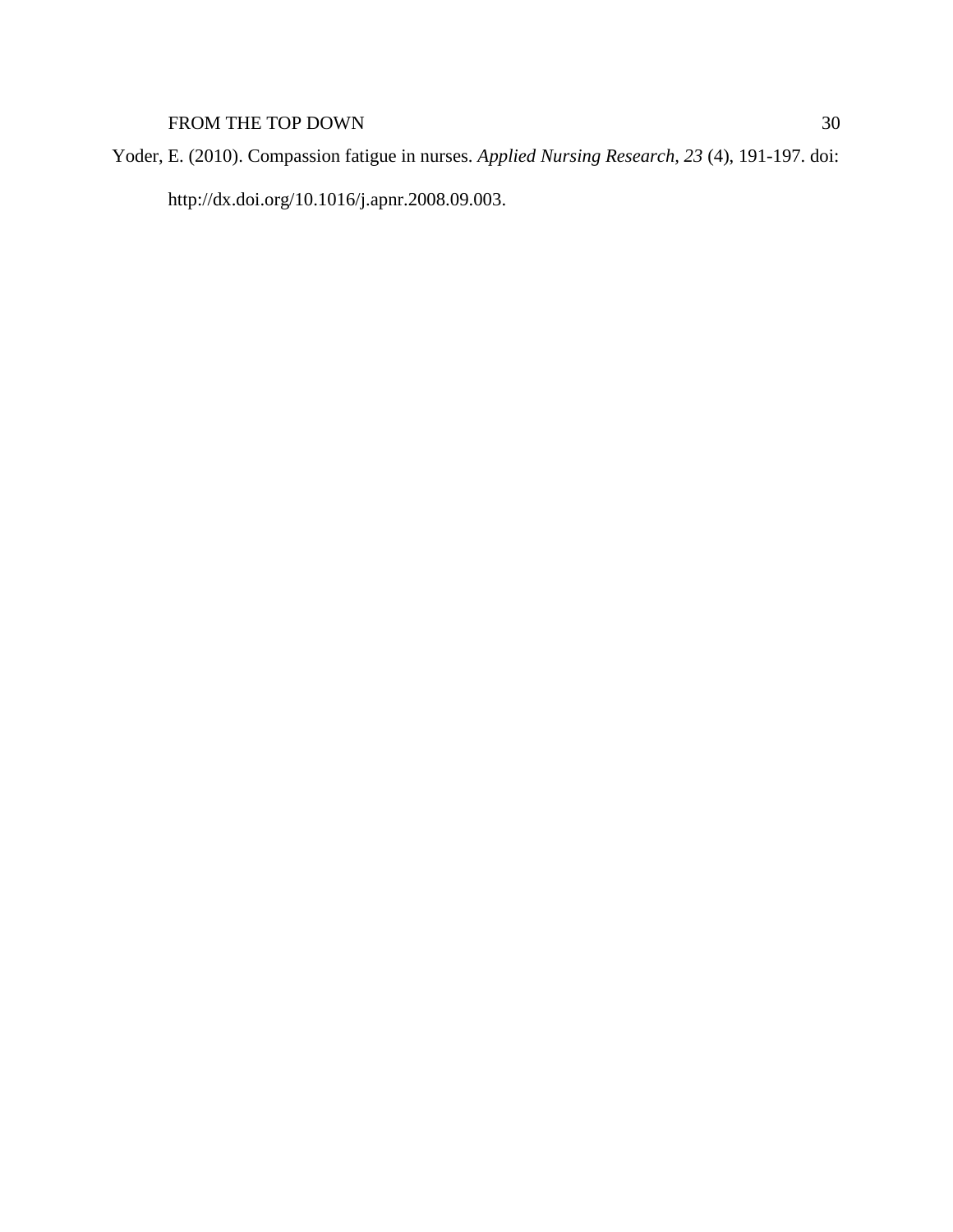Yoder, E. (2010). Compassion fatigue in nurses. *Applied Nursing Research, 23* (4), 191-197. doi: http://dx.doi.org/10.1016/j.apnr.2008.09.003.